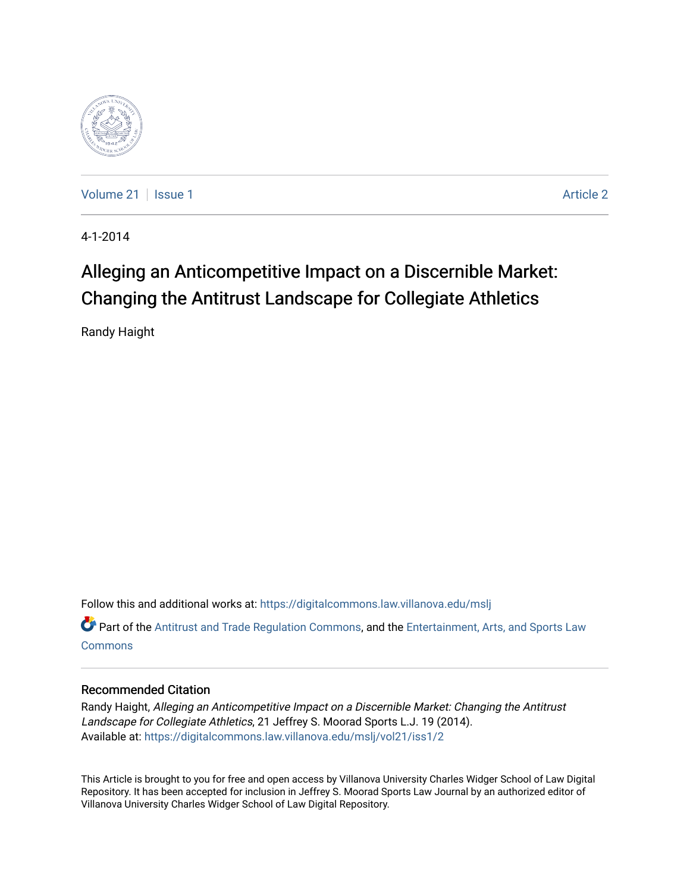Volume 21 | Issue 1 | Article 2

4-1-2014

# Alleging an Anticompetitive Impact on a Discernible Market: Changing the Antitrust Landscape for Collegiate Athletics

Randy Haight

Follow this and additional works at: https://digitalcommons.law.villanova.edu/mslj

Part of the Antitrust and Trade Regulation Commons, and the Entertainment, Arts, and Sports Law Commons

## Recommended Citation

Randy Haight, *Alleging an Anticompetitive Impact on a Discernible Market: Changing the Antitrust Landscape for Collegiate Athletics*, 21 Jeffrey S. Moorad Sports L.J. 19 (2014).
Available at: https://digitalcommons.law.villanova.edu/mslj/vol21/iss1/2

This Article is brought to you for free and open access by Villanova University Charles Widger School of Law Digital Repository. It has been accepted for inclusion in Jeffrey S. Moorad Sports Law Journal by an authorized editor of Villanova University Charles Widger School of Law Digital Repository.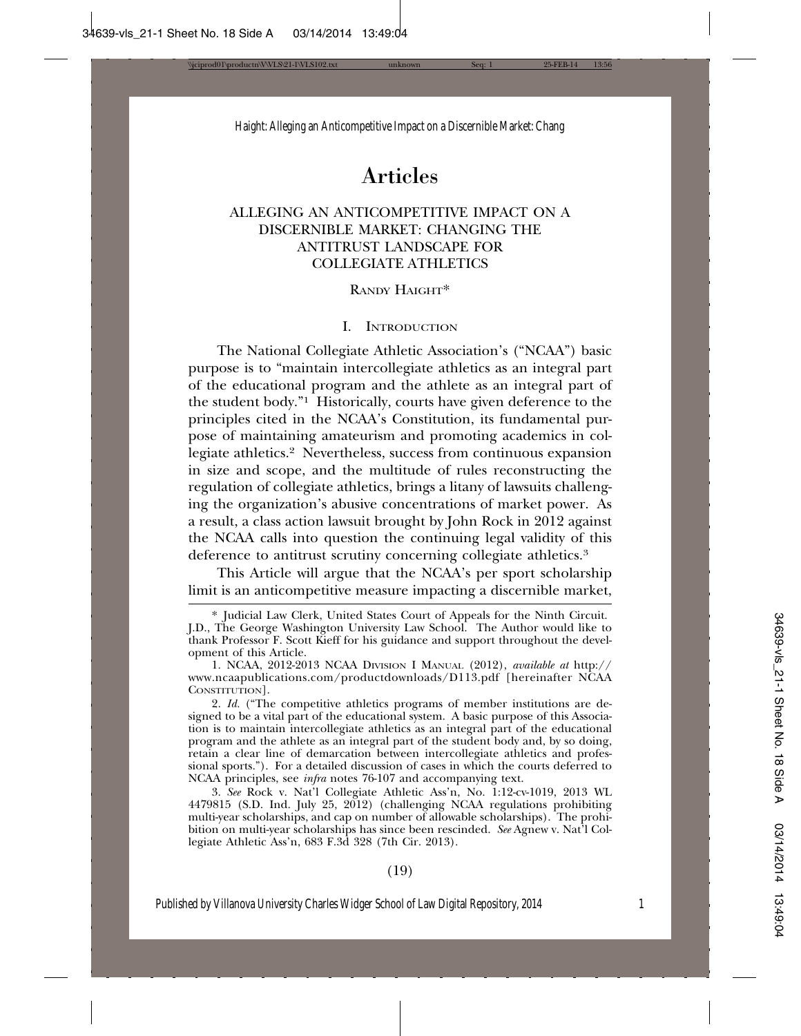# Articles

## ALLEGING AN ANTICOMPETITIVE IMPACT ON A DISCERNIBLE MARKET: CHANGING THE ANTITRUST LANDSCAPE FOR COLLEGIATE ATHLETICS

RANDY HAIGHT*

### I. INTRODUCTION

The National Collegiate Athletic Association's ("NCAA") basic purpose is to "maintain intercollegiate athletics as an integral part of the educational program and the athlete as an integral part of the student body."[1] Historically, courts have given deference to the principles cited in the NCAA's Constitution, its fundamental purpose of maintaining amateurism and promoting academics in collegiate athletics.[2] Nevertheless, success from continuous expansion in size and scope, and the multitude of rules reconstructing the regulation of collegiate athletics, brings a litany of lawsuits challenging the organization's abusive concentrations of market power. As a result, a class action lawsuit brought by John Rock in 2012 against the NCAA calls into question the continuing legal validity of this deference to antitrust scrutiny concerning collegiate athletics.[3]

This Article will argue that the NCAA's per sport scholarship limit is an anticompetitive measure impacting a discernible market,

---

\* Judicial Law Clerk, United States Court of Appeals for the Ninth Circuit. J.D., The George Washington University Law School. The Author would like to thank Professor F. Scott Kieff for his guidance and support throughout the development of this Article.

1. NCAA, 2012-2013 NCAA DIVISION I MANUAL (2012), *available at* http://www.ncaapublications.com/productdownloads/D113.pdf [hereinafter NCAA CONSTITUTION].

2. *Id.* ("The competitive athletics programs of member institutions are designed to be a vital part of the educational system. A basic purpose of this Association is to maintain intercollegiate athletics as an integral part of the educational program and the athlete as an integral part of the student body and, by so doing, retain a clear line of demarcation between intercollegiate athletics and professional sports."). For a detailed discussion of cases in which the courts deferred to NCAA principles, see *infra* notes 76-107 and accompanying text.

3. *See* Rock v. Nat'l Collegiate Athletic Ass'n, No. 1:12-cv-1019, 2013 WL 4479815 (S.D. Ind. July 25, 2012) (challenging NCAA regulations prohibiting multi-year scholarships, and cap on number of allowable scholarships). The prohibition on multi-year scholarships has since been rescinded. *See* Agnew v. Nat'l Collegiate Athletic Ass'n, 683 F.3d 328 (7th Cir. 2013).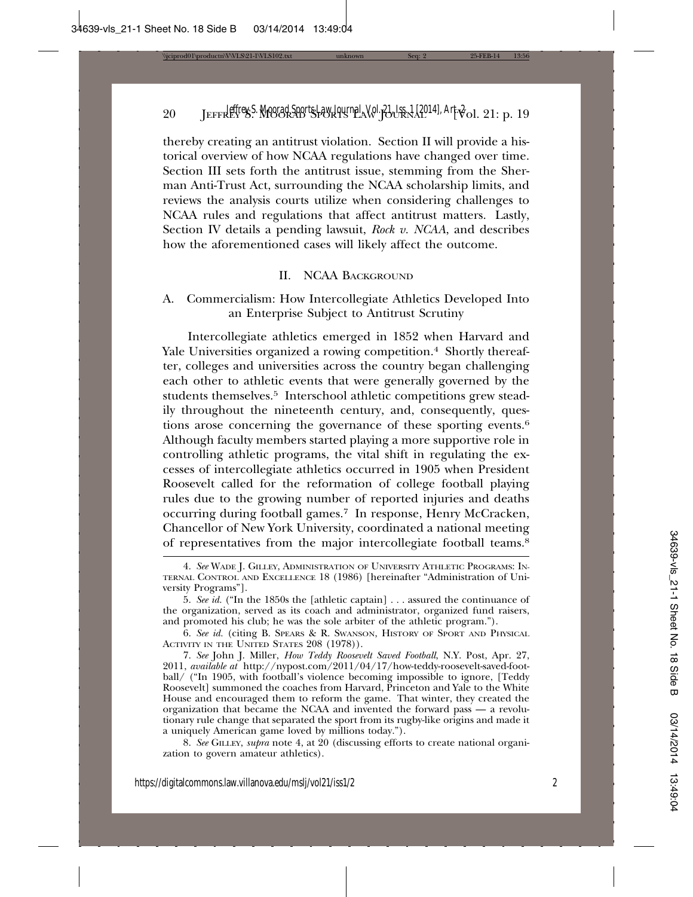thereby creating an antitrust violation. Section II will provide a historical overview of how NCAA regulations have changed over time. Section III sets forth the antitrust issue, stemming from the Sherman Anti-Trust Act, surrounding the NCAA scholarship limits, and reviews the analysis courts utilize when considering challenges to NCAA rules and regulations that affect antitrust matters. Lastly, Section IV details a pending lawsuit, *Rock v. NCAA*, and describes how the aforementioned cases will likely affect the outcome.

## II. NCAA Background

### A. Commercialism: How Intercollegiate Athletics Developed Into an Enterprise Subject to Antitrust Scrutiny

Intercollegiate athletics emerged in 1852 when Harvard and Yale Universities organized a rowing competition.[4] Shortly thereafter, colleges and universities across the country began challenging each other to athletic events that were generally governed by the students themselves.[5] Interschool athletic competitions grew steadily throughout the nineteenth century, and, consequently, questions arose concerning the governance of these sporting events.[6] Although faculty members started playing a more supportive role in controlling athletic programs, the vital shift in regulating the excesses of intercollegiate athletics occurred in 1905 when President Roosevelt called for the reformation of college football playing rules due to the growing number of reported injuries and deaths occurring during football games.[7] In response, Henry McCracken, Chancellor of New York University, coordinated a national meeting of representatives from the major intercollegiate football teams.[8]

---

4. *See* Wade J. Gilley, Administration of University Athletic Programs: Internal Control and Excellence 18 (1986) [hereinafter "Administration of University Programs"].

5. *See id.* ("In the 1850s the [athletic captain] . . . assured the continuance of the organization, served as its coach and administrator, organized fund raisers, and promoted his club; he was the sole arbiter of the athletic program.").

6. *See id.* (citing B. Spears & R. Swanson, History of Sport and Physical Activity in the United States 208 (1978)).

7. *See* John J. Miller, *How Teddy Roosevelt Saved Football*, N.Y. Post, Apr. 27, 2011, *available at* http://nypost.com/2011/04/17/how-teddy-roosevelt-saved-football/ ("In 1905, with football's violence becoming impossible to ignore, [Teddy Roosevelt] summoned the coaches from Harvard, Princeton and Yale to the White House and encouraged them to reform the game. That winter, they created the organization that became the NCAA and invented the forward pass — a revolutionary rule change that separated the sport from its rugby-like origins and made it a uniquely American game loved by millions today.").

8. *See* Gilley, *supra* note 4, at 20 (discussing efforts to create national organization to govern amateur athletics).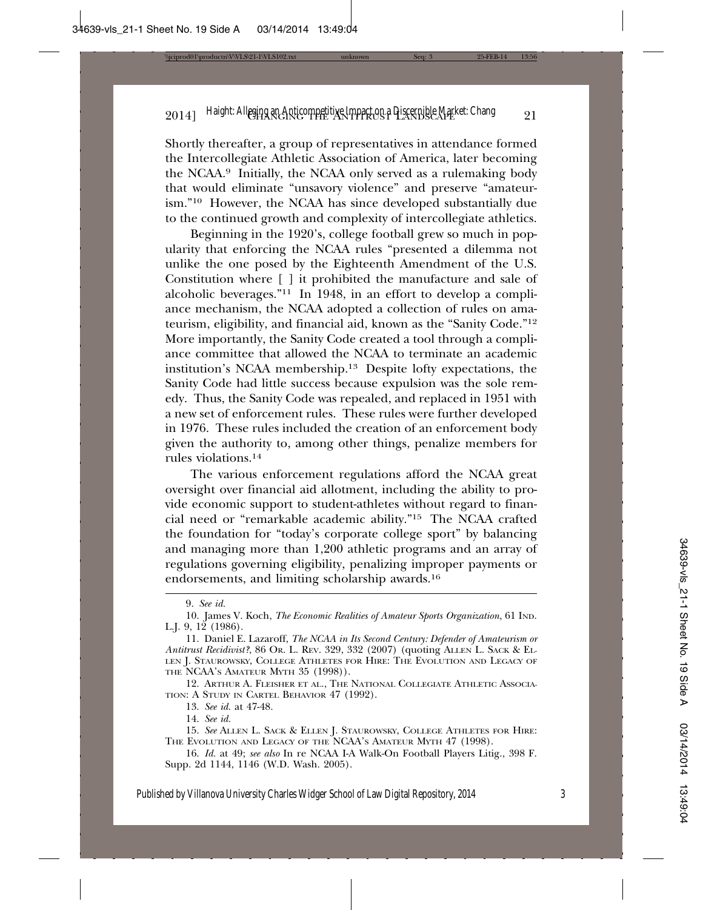Shortly thereafter, a group of representatives in attendance formed the Intercollegiate Athletic Association of America, later becoming the NCAA.[9] Initially, the NCAA only served as a rulemaking body that would eliminate "unsavory violence" and preserve "amateurism."[10] However, the NCAA has since developed substantially due to the continued growth and complexity of intercollegiate athletics.

Beginning in the 1920's, college football grew so much in popularity that enforcing the NCAA rules "presented a dilemma not unlike the one posed by the Eighteenth Amendment of the U.S. Constitution where [ ] it prohibited the manufacture and sale of alcoholic beverages."[11] In 1948, in an effort to develop a compliance mechanism, the NCAA adopted a collection of rules on amateurism, eligibility, and financial aid, known as the "Sanity Code."[12] More importantly, the Sanity Code created a tool through a compliance committee that allowed the NCAA to terminate an academic institution's NCAA membership.[13] Despite lofty expectations, the Sanity Code had little success because expulsion was the sole remedy. Thus, the Sanity Code was repealed, and replaced in 1951 with a new set of enforcement rules. These rules were further developed in 1976. These rules included the creation of an enforcement body given the authority to, among other things, penalize members for rules violations.[14]

The various enforcement regulations afford the NCAA great oversight over financial aid allotment, including the ability to provide economic support to student-athletes without regard to financial need or "remarkable academic ability."[15] The NCAA crafted the foundation for "today's corporate college sport" by balancing and managing more than 1,200 athletic programs and an array of regulations governing eligibility, penalizing improper payments or endorsements, and limiting scholarship awards.[16]

---

9. *See id.*

10. James V. Koch, *The Economic Realities of Amateur Sports Organization*, 61 IND. L.J. 9, 12 (1986).

11. Daniel E. Lazaroff, *The NCAA in Its Second Century: Defender of Amateurism or Antitrust Recidivist?*, 86 OR. L. REV. 329, 332 (2007) (quoting ALLEN L. SACK & ELLEN J. STAUROWSKY, COLLEGE ATHLETES FOR HIRE: THE EVOLUTION AND LEGACY OF THE NCAA'S AMATEUR MYTH 35 (1998)).

12. ARTHUR A. FLEISHER ET AL., THE NATIONAL COLLEGIATE ATHLETIC ASSOCIATION: A STUDY IN CARTEL BEHAVIOR 47 (1992).

13. *See id.* at 47-48.

14. *See id.*

15. *See* ALLEN L. SACK & ELLEN J. STAUROWSKY, COLLEGE ATHLETES FOR HIRE: THE EVOLUTION AND LEGACY OF THE NCAA'S AMATEUR MYTH 47 (1998).

16. *Id.* at 49; *see also* In re NCAA I-A Walk-On Football Players Litig., 398 F. Supp. 2d 1144, 1146 (W.D. Wash. 2005).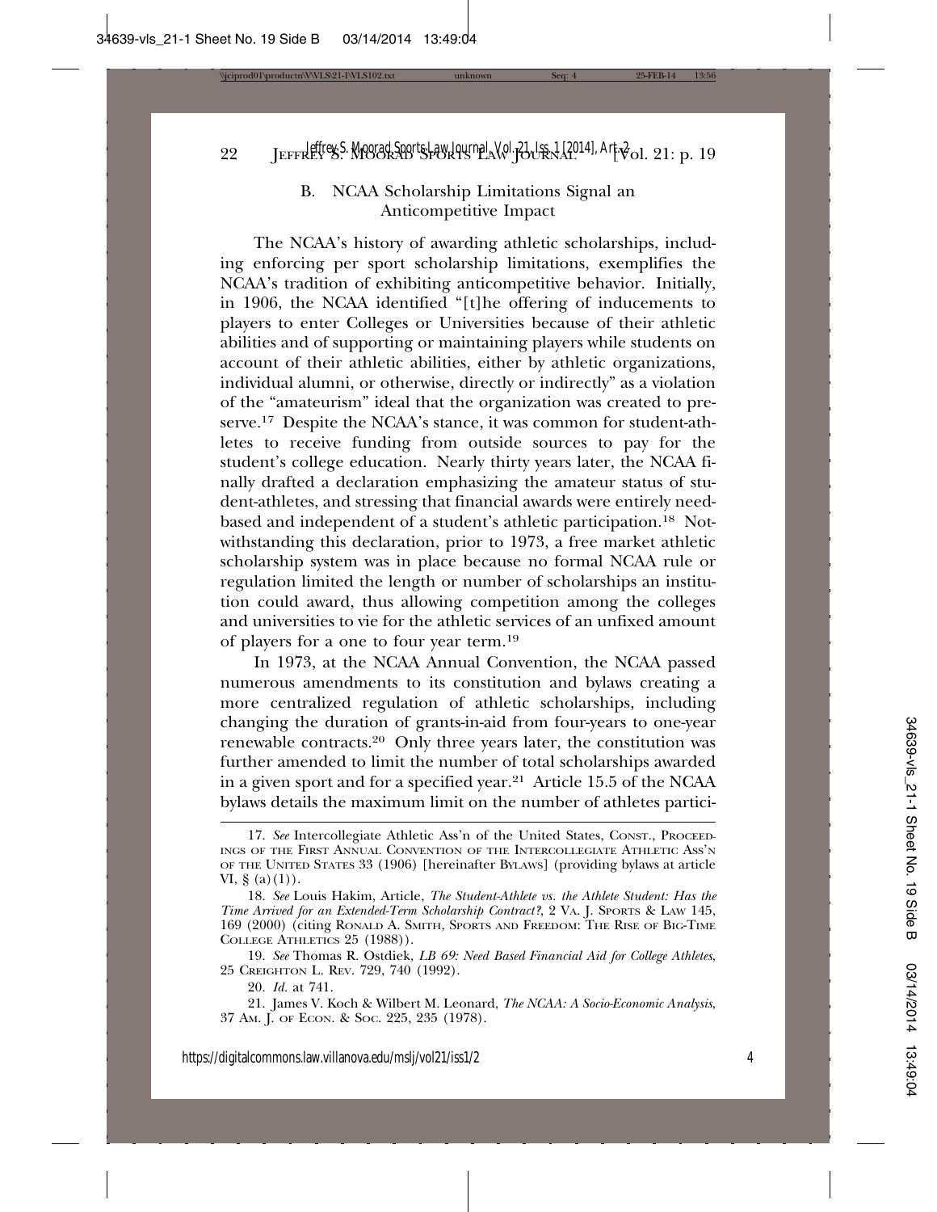### B. NCAA Scholarship Limitations Signal an Anticompetitive Impact

The NCAA's history of awarding athletic scholarships, including enforcing per sport scholarship limitations, exemplifies the NCAA's tradition of exhibiting anticompetitive behavior. Initially, in 1906, the NCAA identified "[t]he offering of inducements to players to enter Colleges or Universities because of their athletic abilities and of supporting or maintaining players while students on account of their athletic abilities, either by athletic organizations, individual alumni, or otherwise, directly or indirectly" as a violation of the "amateurism" ideal that the organization was created to preserve.[17] Despite the NCAA's stance, it was common for student-athletes to receive funding from outside sources to pay for the student's college education. Nearly thirty years later, the NCAA finally drafted a declaration emphasizing the amateur status of student-athletes, and stressing that financial awards were entirely need-based and independent of a student's athletic participation.[18] Notwithstanding this declaration, prior to 1973, a free market athletic scholarship system was in place because no formal NCAA rule or regulation limited the length or number of scholarships an institution could award, thus allowing competition among the colleges and universities to vie for the athletic services of an unfixed amount of players for a one to four year term.[19]

In 1973, at the NCAA Annual Convention, the NCAA passed numerous amendments to its constitution and bylaws creating a more centralized regulation of athletic scholarships, including changing the duration of grants-in-aid from four-years to one-year renewable contracts.[20] Only three years later, the constitution was further amended to limit the number of total scholarships awarded in a given sport and for a specified year.[21] Article 15.5 of the NCAA bylaws details the maximum limit on the number of athletes partici-

---

17. *See* Intercollegiate Athletic Ass'n of the United States, Const., Proceedings of the First Annual Convention of the Intercollegiate Athletic Ass'n of the United States 33 (1906) [hereinafter Bylaws] (providing bylaws at article VI, § (a)(1)).

18. *See* Louis Hakim, Article, *The Student-Athlete vs. the Athlete Student: Has the Time Arrived for an Extended-Term Scholarship Contract?*, 2 Va. J. Sports & Law 145, 169 (2000) (citing Ronald A. Smith, Sports and Freedom: The Rise of Big-Time College Athletics 25 (1988)).

19. *See* Thomas R. Ostdiek, *LB 69: Need Based Financial Aid for College Athletes*, 25 Creighton L. Rev. 729, 740 (1992).

20. *Id.* at 741.

21. James V. Koch & Wilbert M. Leonard, *The NCAA: A Socio-Economic Analysis*, 37 Am. J. of Econ. & Soc. 225, 235 (1978).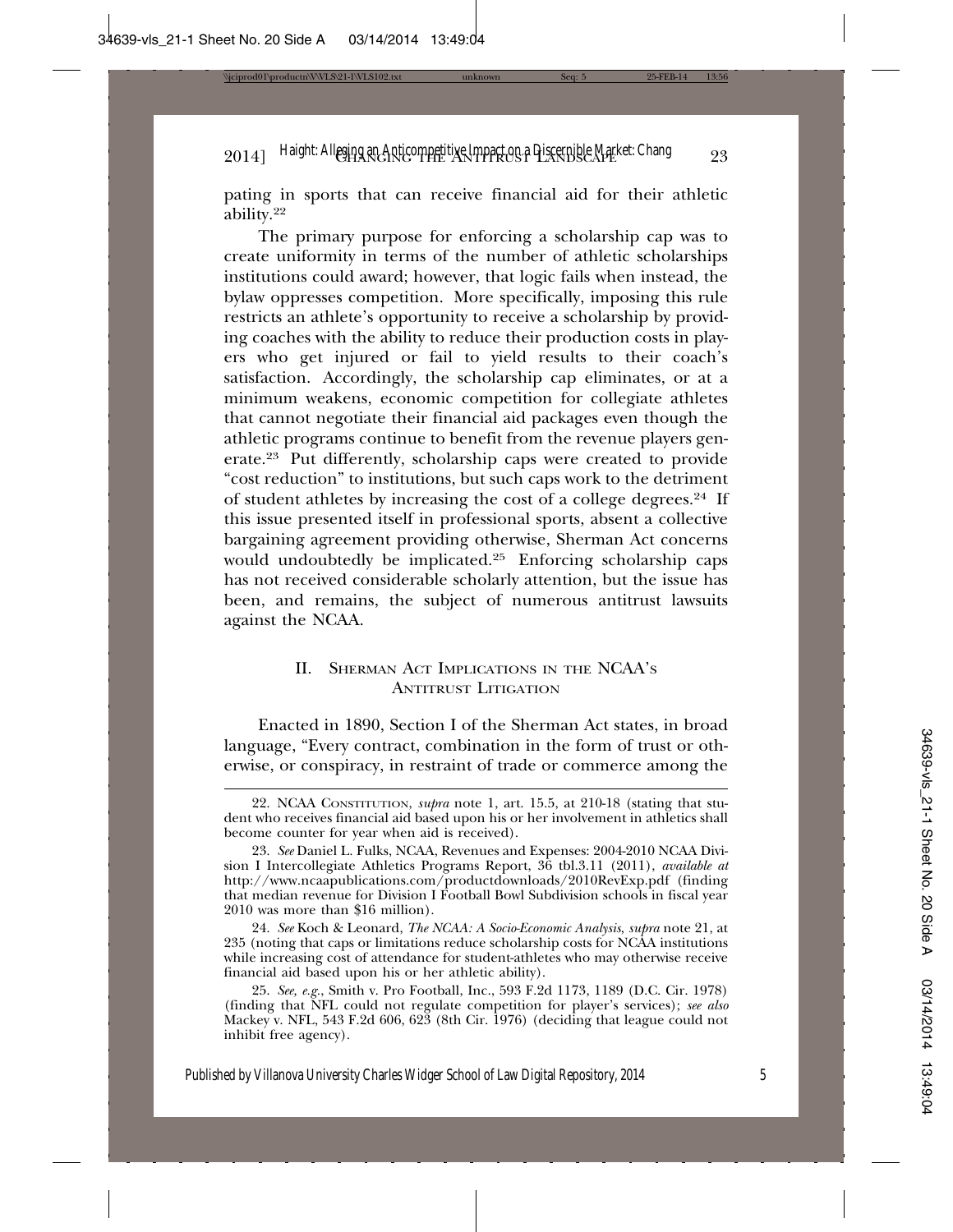pating in sports that can receive financial aid for their athletic ability.[22]

The primary purpose for enforcing a scholarship cap was to create uniformity in terms of the number of athletic scholarships institutions could award; however, that logic fails when instead, the bylaw oppresses competition. More specifically, imposing this rule restricts an athlete's opportunity to receive a scholarship by providing coaches with the ability to reduce their production costs in players who get injured or fail to yield results to their coach's satisfaction. Accordingly, the scholarship cap eliminates, or at a minimum weakens, economic competition for collegiate athletes that cannot negotiate their financial aid packages even though the athletic programs continue to benefit from the revenue players generate.[23] Put differently, scholarship caps were created to provide "cost reduction" to institutions, but such caps work to the detriment of student athletes by increasing the cost of a college degrees.[24] If this issue presented itself in professional sports, absent a collective bargaining agreement providing otherwise, Sherman Act concerns would undoubtedly be implicated.[25] Enforcing scholarship caps has not received considerable scholarly attention, but the issue has been, and remains, the subject of numerous antitrust lawsuits against the NCAA.

## II. Sherman Act Implications in the NCAA's Antitrust Litigation

Enacted in 1890, Section I of the Sherman Act states, in broad language, "Every contract, combination in the form of trust or otherwise, or conspiracy, in restraint of trade or commerce among the

---

22. NCAA Constitution, *supra* note 1, art. 15.5, at 210-18 (stating that student who receives financial aid based upon his or her involvement in athletics shall become counter for year when aid is received).

23. *See* Daniel L. Fulks, NCAA, Revenues and Expenses: 2004-2010 NCAA Division I Intercollegiate Athletics Programs Report, 36 tbl.3.11 (2011), *available at* http://www.ncaapublications.com/productdownloads/2010RevExp.pdf (finding that median revenue for Division I Football Bowl Subdivision schools in fiscal year 2010 was more than $16 million).

24. *See* Koch & Leonard, *The NCAA: A Socio-Economic Analysis*, *supra* note 21, at 235 (noting that caps or limitations reduce scholarship costs for NCAA institutions while increasing cost of attendance for student-athletes who may otherwise receive financial aid based upon his or her athletic ability).

25. *See, e.g.*, Smith v. Pro Football, Inc., 593 F.2d 1173, 1189 (D.C. Cir. 1978) (finding that NFL could not regulate competition for player's services); *see also* Mackey v. NFL, 543 F.2d 606, 623 (8th Cir. 1976) (deciding that league could not inhibit free agency).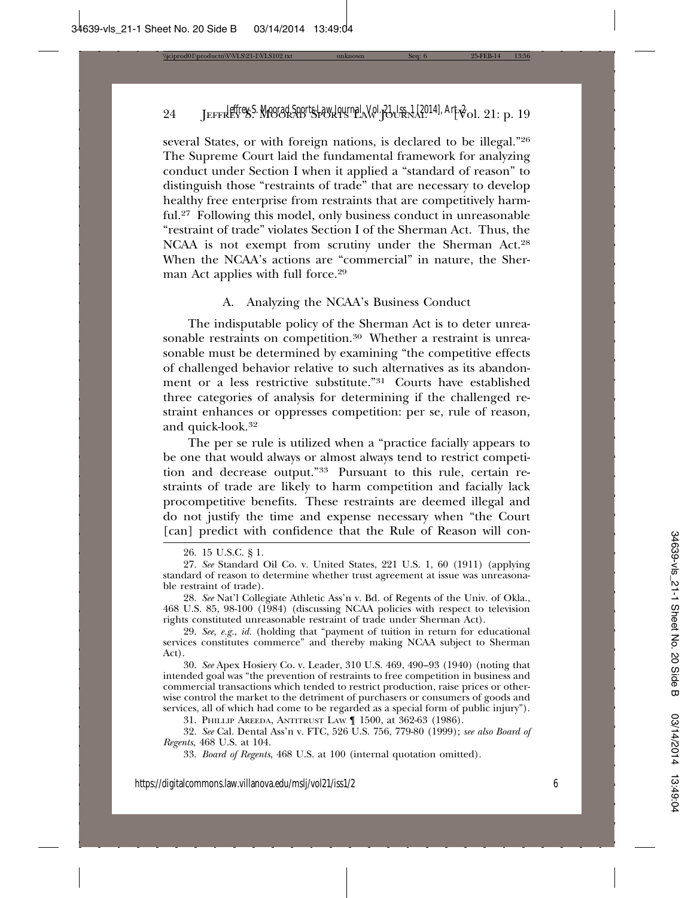several States, or with foreign nations, is declared to be illegal."[26] The Supreme Court laid the fundamental framework for analyzing conduct under Section I when it applied a "standard of reason" to distinguish those "restraints of trade" that are necessary to develop healthy free enterprise from restraints that are competitively harmful.[27] Following this model, only business conduct in unreasonable "restraint of trade" violates Section I of the Sherman Act. Thus, the NCAA is not exempt from scrutiny under the Sherman Act.[28] When the NCAA's actions are "commercial" in nature, the Sherman Act applies with full force.[29]

### A. Analyzing the NCAA's Business Conduct

The indisputable policy of the Sherman Act is to deter unreasonable restraints on competition.[30] Whether a restraint is unreasonable must be determined by examining "the competitive effects of challenged behavior relative to such alternatives as its abandonment or a less restrictive substitute."[31] Courts have established three categories of analysis for determining if the challenged restraint enhances or oppresses competition: per se, rule of reason, and quick-look.[32]

The per se rule is utilized when a "practice facially appears to be one that would always or almost always tend to restrict competition and decrease output."[33] Pursuant to this rule, certain restraints of trade are likely to harm competition and facially lack procompetitive benefits. These restraints are deemed illegal and do not justify the time and expense necessary when "the Court [can] predict with confidence that the Rule of Reason will con-

---

26. 15 U.S.C. § 1.

27. *See* Standard Oil Co. v. United States, 221 U.S. 1, 60 (1911) (applying standard of reason to determine whether trust agreement at issue was unreasonable restraint of trade).

28. *See* Nat'l Collegiate Athletic Ass'n v. Bd. of Regents of the Univ. of Okla., 468 U.S. 85, 98-100 (1984) (discussing NCAA policies with respect to television rights constituted unreasonable restraint of trade under Sherman Act).

29. *See, e.g.*, *id.* (holding that "payment of tuition in return for educational services constitutes commerce" and thereby making NCAA subject to Sherman Act).

30. *See* Apex Hosiery Co. v. Leader, 310 U.S. 469, 490–93 (1940) (noting that intended goal was "the prevention of restraints to free competition in business and commercial transactions which tended to restrict production, raise prices or otherwise control the market to the detriment of purchasers or consumers of goods and services, all of which had come to be regarded as a special form of public injury").

31. PHILLIP AREEDA, ANTITRUST LAW ¶ 1500, at 362-63 (1986).

32. *See* Cal. Dental Ass'n v. FTC, 526 U.S. 756, 779-80 (1999); *see also Board of Regents*, 468 U.S. at 104.

33. *Board of Regents*, 468 U.S. at 100 (internal quotation omitted).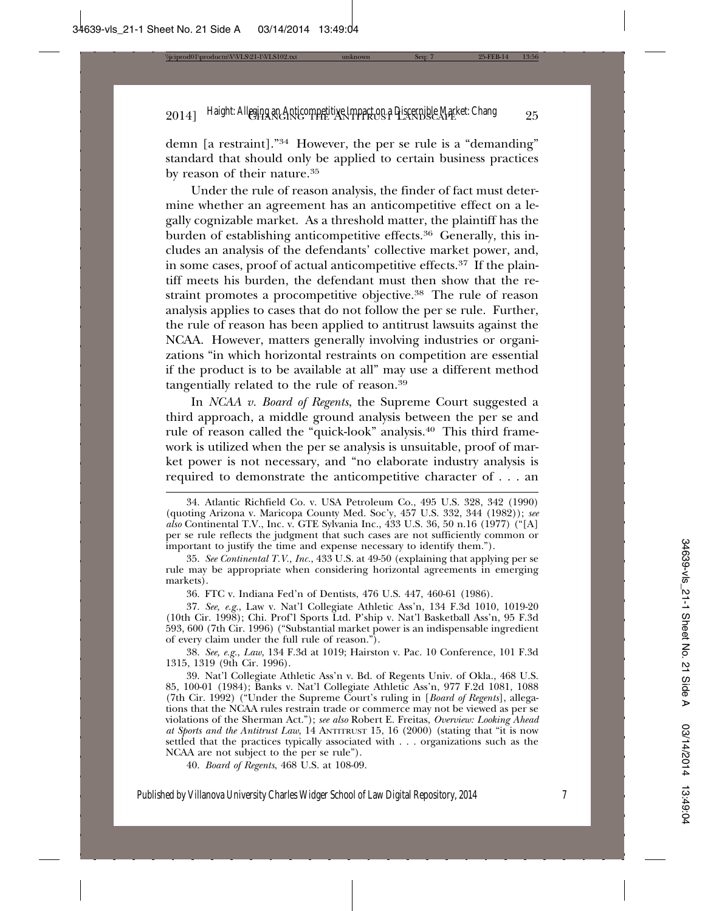demn [a restraint]."[34] However, the per se rule is a "demanding" standard that should only be applied to certain business practices by reason of their nature.[35]

Under the rule of reason analysis, the finder of fact must determine whether an agreement has an anticompetitive effect on a legally cognizable market. As a threshold matter, the plaintiff has the burden of establishing anticompetitive effects.[36] Generally, this includes an analysis of the defendants' collective market power, and, in some cases, proof of actual anticompetitive effects.[37] If the plaintiff meets his burden, the defendant must then show that the restraint promotes a procompetitive objective.[38] The rule of reason analysis applies to cases that do not follow the per se rule. Further, the rule of reason has been applied to antitrust lawsuits against the NCAA. However, matters generally involving industries or organizations "in which horizontal restraints on competition are essential if the product is to be available at all" may use a different method tangentially related to the rule of reason.[39]

In *NCAA v. Board of Regents*, the Supreme Court suggested a third approach, a middle ground analysis between the per se and rule of reason called the "quick-look" analysis.[40] This third framework is utilized when the per se analysis is unsuitable, proof of market power is not necessary, and "no elaborate industry analysis is required to demonstrate the anticompetitive character of . . . an

---

34. Atlantic Richfield Co. v. USA Petroleum Co., 495 U.S. 328, 342 (1990) (quoting Arizona v. Maricopa County Med. Soc'y, 457 U.S. 332, 344 (1982)); *see also* Continental T.V., Inc. v. GTE Sylvania Inc., 433 U.S. 36, 50 n.16 (1977) ("[A] per se rule reflects the judgment that such cases are not sufficiently common or important to justify the time and expense necessary to identify them.").

35. *See Continental T.V., Inc.*, 433 U.S. at 49-50 (explaining that applying per se rule may be appropriate when considering horizontal agreements in emerging markets).

36. FTC v. Indiana Fed'n of Dentists, 476 U.S. 447, 460-61 (1986).

37. *See, e.g.*, Law v. Nat'l Collegiate Athletic Ass'n, 134 F.3d 1010, 1019-20 (10th Cir. 1998); Chi. Prof'l Sports Ltd. P'ship v. Nat'l Basketball Ass'n, 95 F.3d 593, 600 (7th Cir. 1996) ("Substantial market power is an indispensable ingredient of every claim under the full rule of reason.").

38. *See, e.g.*, *Law*, 134 F.3d at 1019; Hairston v. Pac. 10 Conference, 101 F.3d 1315, 1319 (9th Cir. 1996).

39. Nat'l Collegiate Athletic Ass'n v. Bd. of Regents Univ. of Okla., 468 U.S. 85, 100-01 (1984); Banks v. Nat'l Collegiate Athletic Ass'n, 977 F.2d 1081, 1088 (7th Cir. 1992) ("Under the Supreme Court's ruling in [*Board of Regents*], allegations that the NCAA rules restrain trade or commerce may not be viewed as per se violations of the Sherman Act."); *see also* Robert E. Freitas, *Overview: Looking Ahead at Sports and the Antitrust Law*, 14 ANTITRUST 15, 16 (2000) (stating that "it is now settled that the practices typically associated with . . . organizations such as the NCAA are not subject to the per se rule").

40. *Board of Regents*, 468 U.S. at 108-09.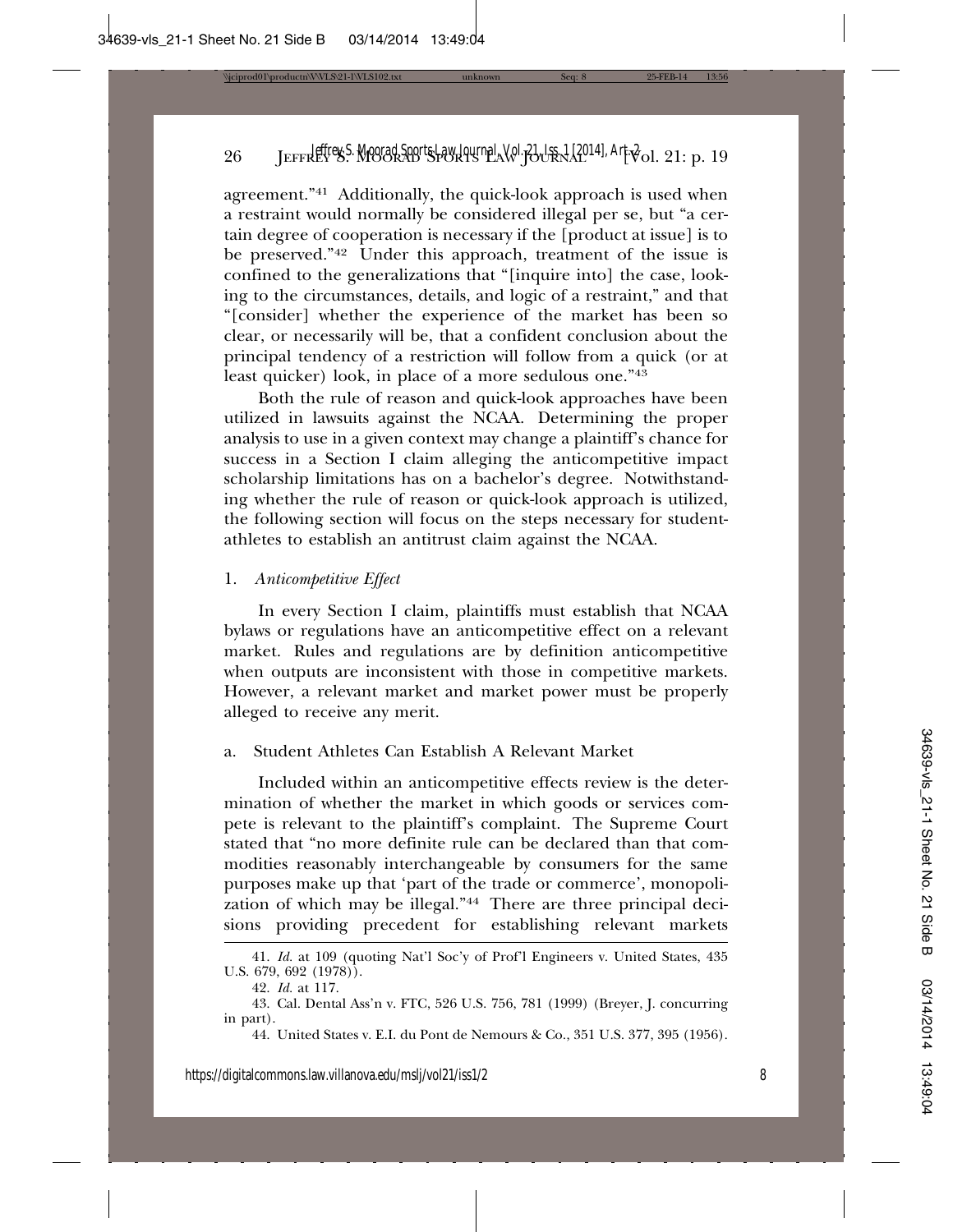agreement."[41] Additionally, the quick-look approach is used when a restraint would normally be considered illegal per se, but "a certain degree of cooperation is necessary if the [product at issue] is to be preserved."[42] Under this approach, treatment of the issue is confined to the generalizations that "[inquire into] the case, looking to the circumstances, details, and logic of a restraint," and that "[consider] whether the experience of the market has been so clear, or necessarily will be, that a confident conclusion about the principal tendency of a restriction will follow from a quick (or at least quicker) look, in place of a more sedulous one."[43]

Both the rule of reason and quick-look approaches have been utilized in lawsuits against the NCAA. Determining the proper analysis to use in a given context may change a plaintiff's chance for success in a Section I claim alleging the anticompetitive impact scholarship limitations has on a bachelor's degree. Notwithstanding whether the rule of reason or quick-look approach is utilized, the following section will focus on the steps necessary for student-athletes to establish an antitrust claim against the NCAA.

### 1. *Anticompetitive Effect*

In every Section I claim, plaintiffs must establish that NCAA bylaws or regulations have an anticompetitive effect on a relevant market. Rules and regulations are by definition anticompetitive when outputs are inconsistent with those in competitive markets. However, a relevant market and market power must be properly alleged to receive any merit.

#### a. Student Athletes Can Establish A Relevant Market

Included within an anticompetitive effects review is the determination of whether the market in which goods or services compete is relevant to the plaintiff's complaint. The Supreme Court stated that "no more definite rule can be declared than that commodities reasonably interchangeable by consumers for the same purposes make up that 'part of the trade or commerce', monopolization of which may be illegal."[44] There are three principal decisions providing precedent for establishing relevant markets

---

41. *Id.* at 109 (quoting Nat'l Soc'y of Prof'l Engineers v. United States, 435 U.S. 679, 692 (1978)).

42. *Id.* at 117.

43. Cal. Dental Ass'n v. FTC, 526 U.S. 756, 781 (1999) (Breyer, J. concurring in part).

44. United States v. E.I. du Pont de Nemours & Co., 351 U.S. 377, 395 (1956).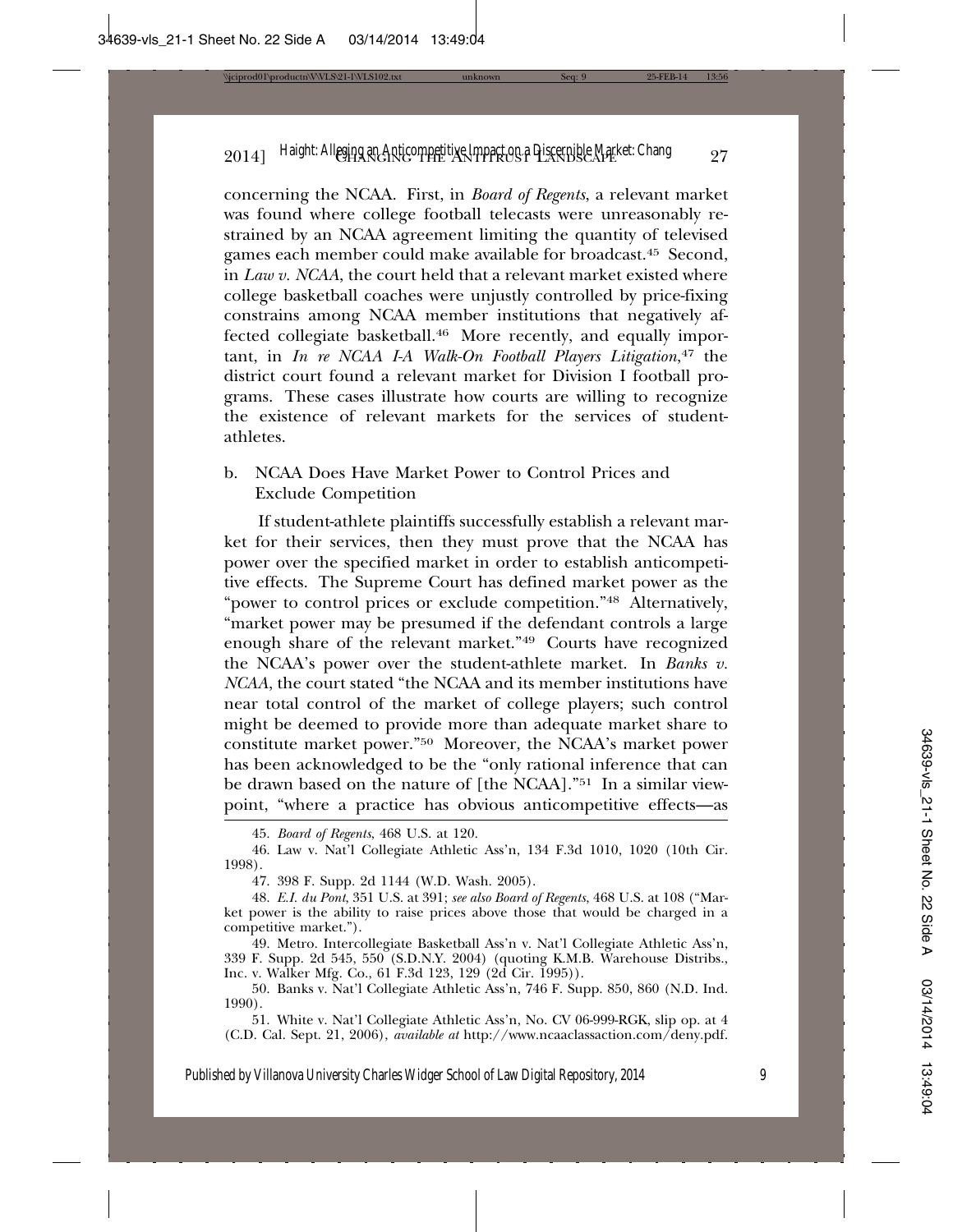concerning the NCAA. First, in *Board of Regents*, a relevant market was found where college football telecasts were unreasonably restrained by an NCAA agreement limiting the quantity of televised games each member could make available for broadcast.[45] Second, in *Law v. NCAA*, the court held that a relevant market existed where college basketball coaches were unjustly controlled by price-fixing constrains among NCAA member institutions that negatively affected collegiate basketball.[46] More recently, and equally important, in *In re NCAA I-A Walk-On Football Players Litigation*,[47] the district court found a relevant market for Division I football programs. These cases illustrate how courts are willing to recognize the existence of relevant markets for the services of student-athletes.

### b. NCAA Does Have Market Power to Control Prices and Exclude Competition

If student-athlete plaintiffs successfully establish a relevant market for their services, then they must prove that the NCAA has power over the specified market in order to establish anticompetitive effects. The Supreme Court has defined market power as the "power to control prices or exclude competition."[48] Alternatively, "market power may be presumed if the defendant controls a large enough share of the relevant market."[49] Courts have recognized the NCAA's power over the student-athlete market. In *Banks v. NCAA*, the court stated "the NCAA and its member institutions have near total control of the market of college players; such control might be deemed to provide more than adequate market share to constitute market power."[50] Moreover, the NCAA's market power has been acknowledged to be the "only rational inference that can be drawn based on the nature of [the NCAA]."[51] In a similar viewpoint, "where a practice has obvious anticompetitive effects—as

---

45. *Board of Regents*, 468 U.S. at 120.

46. Law v. Nat'l Collegiate Athletic Ass'n, 134 F.3d 1010, 1020 (10th Cir. 1998).

47. 398 F. Supp. 2d 1144 (W.D. Wash. 2005).

48. *E.I. du Pont*, 351 U.S. at 391; *see also Board of Regents*, 468 U.S. at 108 ("Market power is the ability to raise prices above those that would be charged in a competitive market.").

49. Metro. Intercollegiate Basketball Ass'n v. Nat'l Collegiate Athletic Ass'n, 339 F. Supp. 2d 545, 550 (S.D.N.Y. 2004) (quoting K.M.B. Warehouse Distribs., Inc. v. Walker Mfg. Co., 61 F.3d 123, 129 (2d Cir. 1995)).

50. Banks v. Nat'l Collegiate Athletic Ass'n, 746 F. Supp. 850, 860 (N.D. Ind. 1990).

51. White v. Nat'l Collegiate Athletic Ass'n, No. CV 06-999-RGK, slip op. at 4 (C.D. Cal. Sept. 21, 2006), *available at* http://www.ncaaclassaction.com/deny.pdf.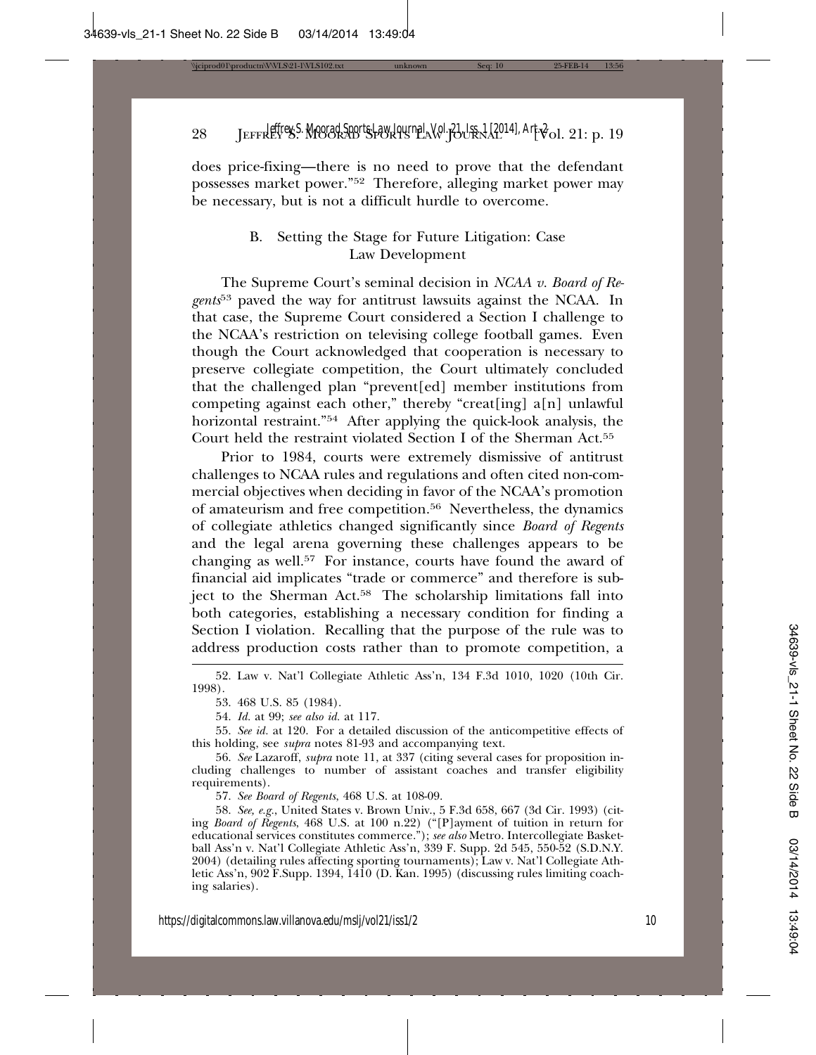does price-fixing—there is no need to prove that the defendant possesses market power."[52] Therefore, alleging market power may be necessary, but is not a difficult hurdle to overcome.

### B. Setting the Stage for Future Litigation: Case Law Development

The Supreme Court's seminal decision in *NCAA v. Board of Regents*[53] paved the way for antitrust lawsuits against the NCAA. In that case, the Supreme Court considered a Section I challenge to the NCAA's restriction on televising college football games. Even though the Court acknowledged that cooperation is necessary to preserve collegiate competition, the Court ultimately concluded that the challenged plan "prevent[ed] member institutions from competing against each other," thereby "creat[ing] a[n] unlawful horizontal restraint."[54] After applying the quick-look analysis, the Court held the restraint violated Section I of the Sherman Act.[55]

Prior to 1984, courts were extremely dismissive of antitrust challenges to NCAA rules and regulations and often cited non-commercial objectives when deciding in favor of the NCAA's promotion of amateurism and free competition.[56] Nevertheless, the dynamics of collegiate athletics changed significantly since *Board of Regents* and the legal arena governing these challenges appears to be changing as well.[57] For instance, courts have found the award of financial aid implicates "trade or commerce" and therefore is subject to the Sherman Act.[58] The scholarship limitations fall into both categories, establishing a necessary condition for finding a Section I violation. Recalling that the purpose of the rule was to address production costs rather than to promote competition, a

---

52. Law v. Nat'l Collegiate Athletic Ass'n, 134 F.3d 1010, 1020 (10th Cir. 1998).

53. 468 U.S. 85 (1984).

54. *Id.* at 99; *see also id.* at 117.

55. *See id.* at 120. For a detailed discussion of the anticompetitive effects of this holding, see *supra* notes 81-93 and accompanying text.

56. *See* Lazaroff, *supra* note 11, at 337 (citing several cases for proposition including challenges to number of assistant coaches and transfer eligibility requirements).

57. *See Board of Regents,* 468 U.S. at 108-09.

58. *See, e.g.*, United States v. Brown Univ., 5 F.3d 658, 667 (3d Cir. 1993) (citing *Board of Regents*, 468 U.S. at 100 n.22) ("[P]ayment of tuition in return for educational services constitutes commerce."); *see also* Metro. Intercollegiate Basketball Ass'n v. Nat'l Collegiate Athletic Ass'n, 339 F. Supp. 2d 545, 550-52 (S.D.N.Y. 2004) (detailing rules affecting sporting tournaments); Law v. Nat'l Collegiate Athletic Ass'n, 902 F.Supp. 1394, 1410 (D. Kan. 1995) (discussing rules limiting coaching salaries).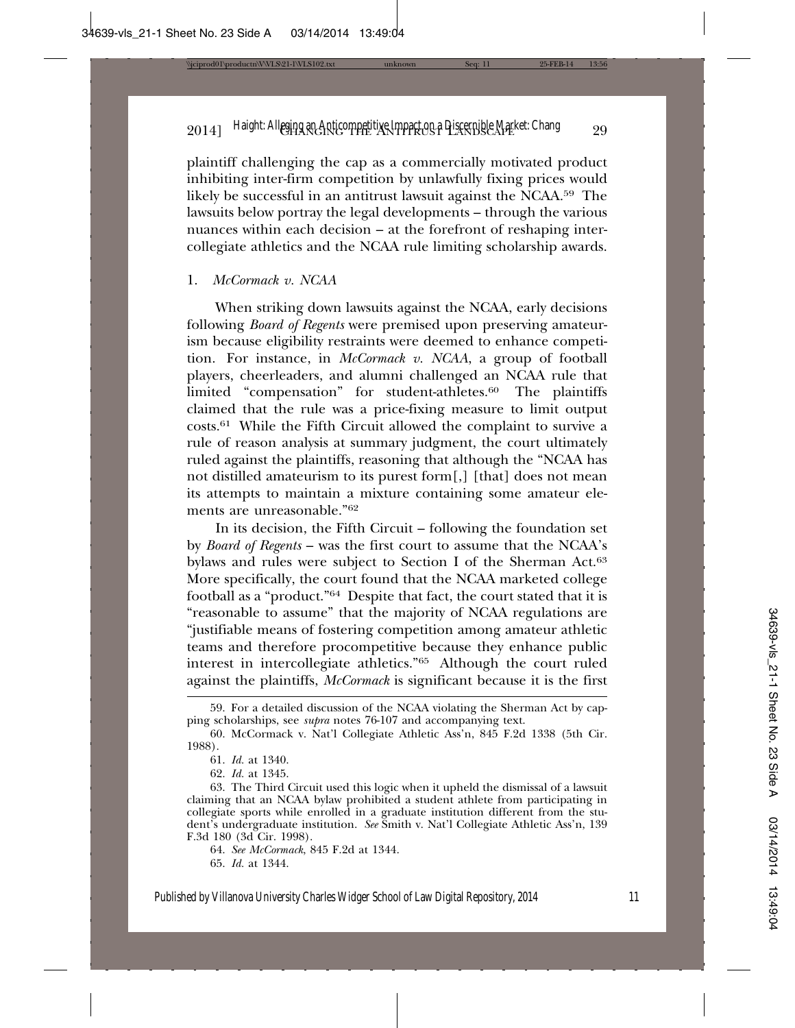plaintiff challenging the cap as a commercially motivated product inhibiting inter-firm competition by unlawfully fixing prices would likely be successful in an antitrust lawsuit against the NCAA.[59] The lawsuits below portray the legal developments – through the various nuances within each decision – at the forefront of reshaping intercollegiate athletics and the NCAA rule limiting scholarship awards.

### 1. *McCormack v. NCAA*

When striking down lawsuits against the NCAA, early decisions following *Board of Regents* were premised upon preserving amateurism because eligibility restraints were deemed to enhance competition. For instance, in *McCormack v. NCAA*, a group of football players, cheerleaders, and alumni challenged an NCAA rule that limited "compensation" for student-athletes.[60] The plaintiffs claimed that the rule was a price-fixing measure to limit output costs.[61] While the Fifth Circuit allowed the complaint to survive a rule of reason analysis at summary judgment, the court ultimately ruled against the plaintiffs, reasoning that although the "NCAA has not distilled amateurism to its purest form[,] [that] does not mean its attempts to maintain a mixture containing some amateur elements are unreasonable."[62]

In its decision, the Fifth Circuit – following the foundation set by *Board of Regents* – was the first court to assume that the NCAA's bylaws and rules were subject to Section I of the Sherman Act.[63] More specifically, the court found that the NCAA marketed college football as a "product."[64] Despite that fact, the court stated that it is "reasonable to assume" that the majority of NCAA regulations are "justifiable means of fostering competition among amateur athletic teams and therefore procompetitive because they enhance public interest in intercollegiate athletics."[65] Although the court ruled against the plaintiffs, *McCormack* is significant because it is the first

---

59. For a detailed discussion of the NCAA violating the Sherman Act by capping scholarships, see *supra* notes 76-107 and accompanying text.

60. McCormack v. Nat'l Collegiate Athletic Ass'n, 845 F.2d 1338 (5th Cir. 1988).

61. *Id.* at 1340.

62. *Id.* at 1345.

63. The Third Circuit used this logic when it upheld the dismissal of a lawsuit claiming that an NCAA bylaw prohibited a student athlete from participating in collegiate sports while enrolled in a graduate institution different from the student's undergraduate institution. *See* Smith v. Nat'l Collegiate Athletic Ass'n, 139 F.3d 180 (3d Cir. 1998).

64. *See McCormack*, 845 F.2d at 1344.

65. *Id.* at 1344.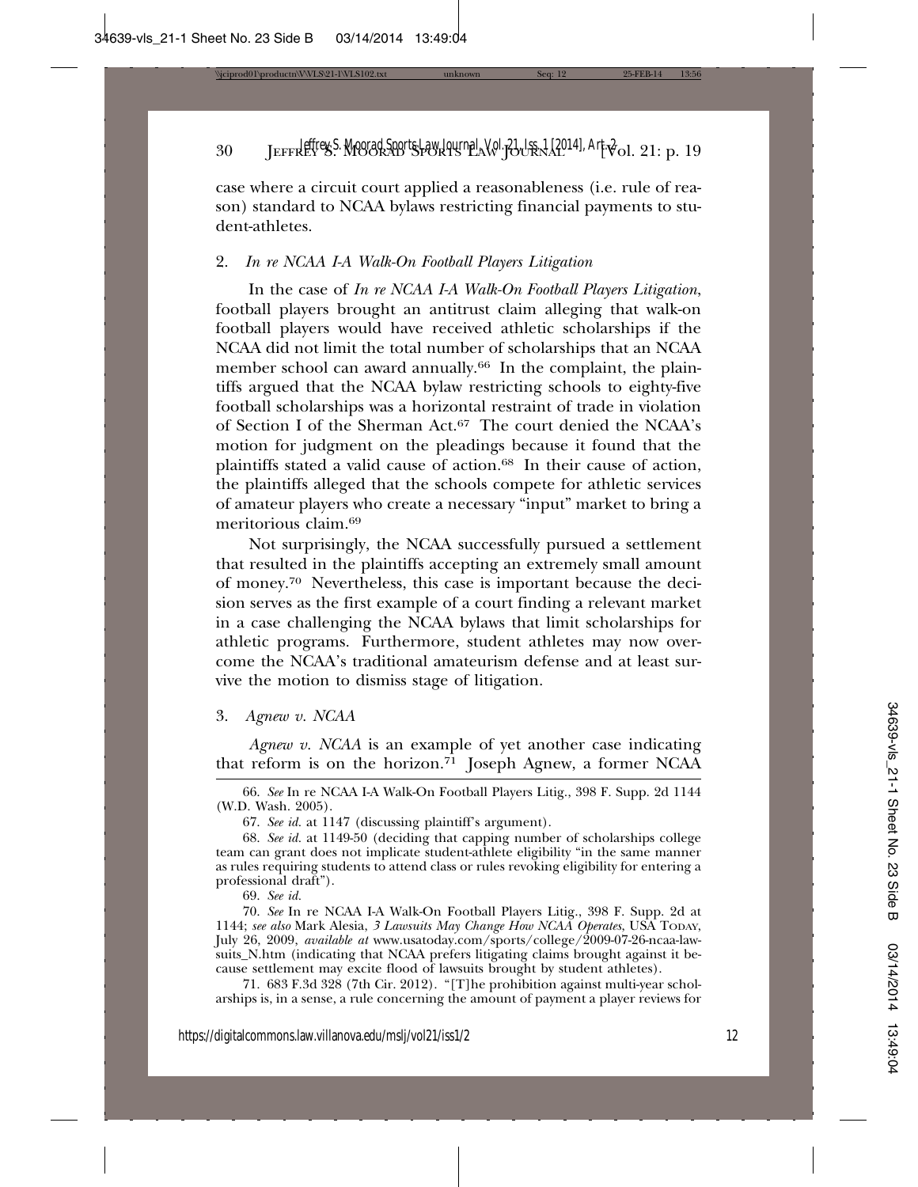case where a circuit court applied a reasonableness (i.e. rule of reason) standard to NCAA bylaws restricting financial payments to student-athletes.

### 2. *In re NCAA I-A Walk-On Football Players Litigation*

In the case of *In re NCAA I-A Walk-On Football Players Litigation*, football players brought an antitrust claim alleging that walk-on football players would have received athletic scholarships if the NCAA did not limit the total number of scholarships that an NCAA member school can award annually.[66] In the complaint, the plaintiffs argued that the NCAA bylaw restricting schools to eighty-five football scholarships was a horizontal restraint of trade in violation of Section I of the Sherman Act.[67] The court denied the NCAA's motion for judgment on the pleadings because it found that the plaintiffs stated a valid cause of action.[68] In their cause of action, the plaintiffs alleged that the schools compete for athletic services of amateur players who create a necessary "input" market to bring a meritorious claim.[69]

Not surprisingly, the NCAA successfully pursued a settlement that resulted in the plaintiffs accepting an extremely small amount of money.[70] Nevertheless, this case is important because the decision serves as the first example of a court finding a relevant market in a case challenging the NCAA bylaws that limit scholarships for athletic programs. Furthermore, student athletes may now overcome the NCAA's traditional amateurism defense and at least survive the motion to dismiss stage of litigation.

### 3. *Agnew v. NCAA*

*Agnew v. NCAA* is an example of yet another case indicating that reform is on the horizon.[71] Joseph Agnew, a former NCAA

---

66. *See* In re NCAA I-A Walk-On Football Players Litig., 398 F. Supp. 2d 1144 (W.D. Wash. 2005).

67. *See id.* at 1147 (discussing plaintiff's argument).

68. *See id.* at 1149-50 (deciding that capping number of scholarships college team can grant does not implicate student-athlete eligibility "in the same manner as rules requiring students to attend class or rules revoking eligibility for entering a professional draft").

69. *See id.*

70. *See* In re NCAA I-A Walk-On Football Players Litig., 398 F. Supp. 2d at 1144; *see also* Mark Alesia, *3 Lawsuits May Change How NCAA Operates*, USA TODAY, July 26, 2009, *available at* www.usatoday.com/sports/college/2009-07-26-ncaa-lawsuits_N.htm (indicating that NCAA prefers litigating claims brought against it because settlement may excite flood of lawsuits brought by student athletes).

71. 683 F.3d 328 (7th Cir. 2012). "[T]he prohibition against multi-year scholarships is, in a sense, a rule concerning the amount of payment a player reviews for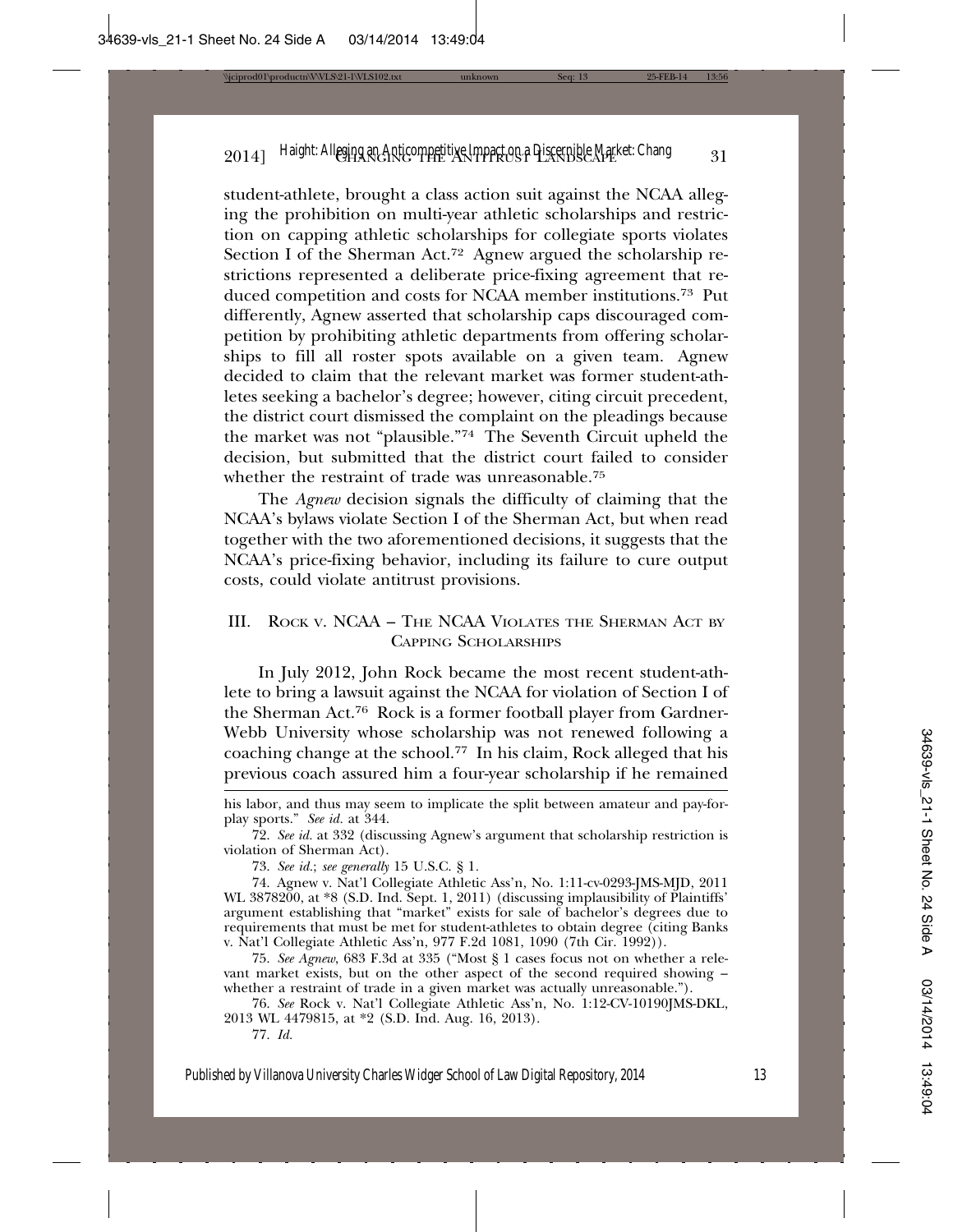student-athlete, brought a class action suit against the NCAA alleging the prohibition on multi-year athletic scholarships and restriction on capping athletic scholarships for collegiate sports violates Section I of the Sherman Act.[72] Agnew argued the scholarship restrictions represented a deliberate price-fixing agreement that reduced competition and costs for NCAA member institutions.[73] Put differently, Agnew asserted that scholarship caps discouraged competition by prohibiting athletic departments from offering scholarships to fill all roster spots available on a given team. Agnew decided to claim that the relevant market was former student-athletes seeking a bachelor's degree; however, citing circuit precedent, the district court dismissed the complaint on the pleadings because the market was not "plausible."[74] The Seventh Circuit upheld the decision, but submitted that the district court failed to consider whether the restraint of trade was unreasonable.[75]

The *Agnew* decision signals the difficulty of claiming that the NCAA's bylaws violate Section I of the Sherman Act, but when read together with the two aforementioned decisions, it suggests that the NCAA's price-fixing behavior, including its failure to cure output costs, could violate antitrust provisions.

## III. Rock v. NCAA – The NCAA Violates the Sherman Act by Capping Scholarships

In July 2012, John Rock became the most recent student-athlete to bring a lawsuit against the NCAA for violation of Section I of the Sherman Act.[76] Rock is a former football player from Gardner-Webb University whose scholarship was not renewed following a coaching change at the school.[77] In his claim, Rock alleged that his previous coach assured him a four-year scholarship if he remained

---

his labor, and thus may seem to implicate the split between amateur and pay-for-play sports." *See id.* at 344.

72. *See id.* at 332 (discussing Agnew's argument that scholarship restriction is violation of Sherman Act).

73. *See id.*; *see generally* 15 U.S.C. § 1.

74. Agnew v. Nat'l Collegiate Athletic Ass'n, No. 1:11-cv-0293-JMS-MJD, 2011 WL 3878200, at *8 (S.D. Ind. Sept. 1, 2011) (discussing implausibility of Plaintiffs' argument establishing that "market" exists for sale of bachelor's degrees due to requirements that must be met for student-athletes to obtain degree (citing Banks v. Nat'l Collegiate Athletic Ass'n, 977 F.2d 1081, 1090 (7th Cir. 1992)).

75. *See Agnew*, 683 F.3d at 335 ("Most § 1 cases focus not on whether a relevant market exists, but on the other aspect of the second required showing – whether a restraint of trade in a given market was actually unreasonable.").

76. *See* Rock v. Nat'l Collegiate Athletic Ass'n, No. 1:12-CV-10190JMS-DKL, 2013 WL 4479815, at *2 (S.D. Ind. Aug. 16, 2013).

77. *Id.*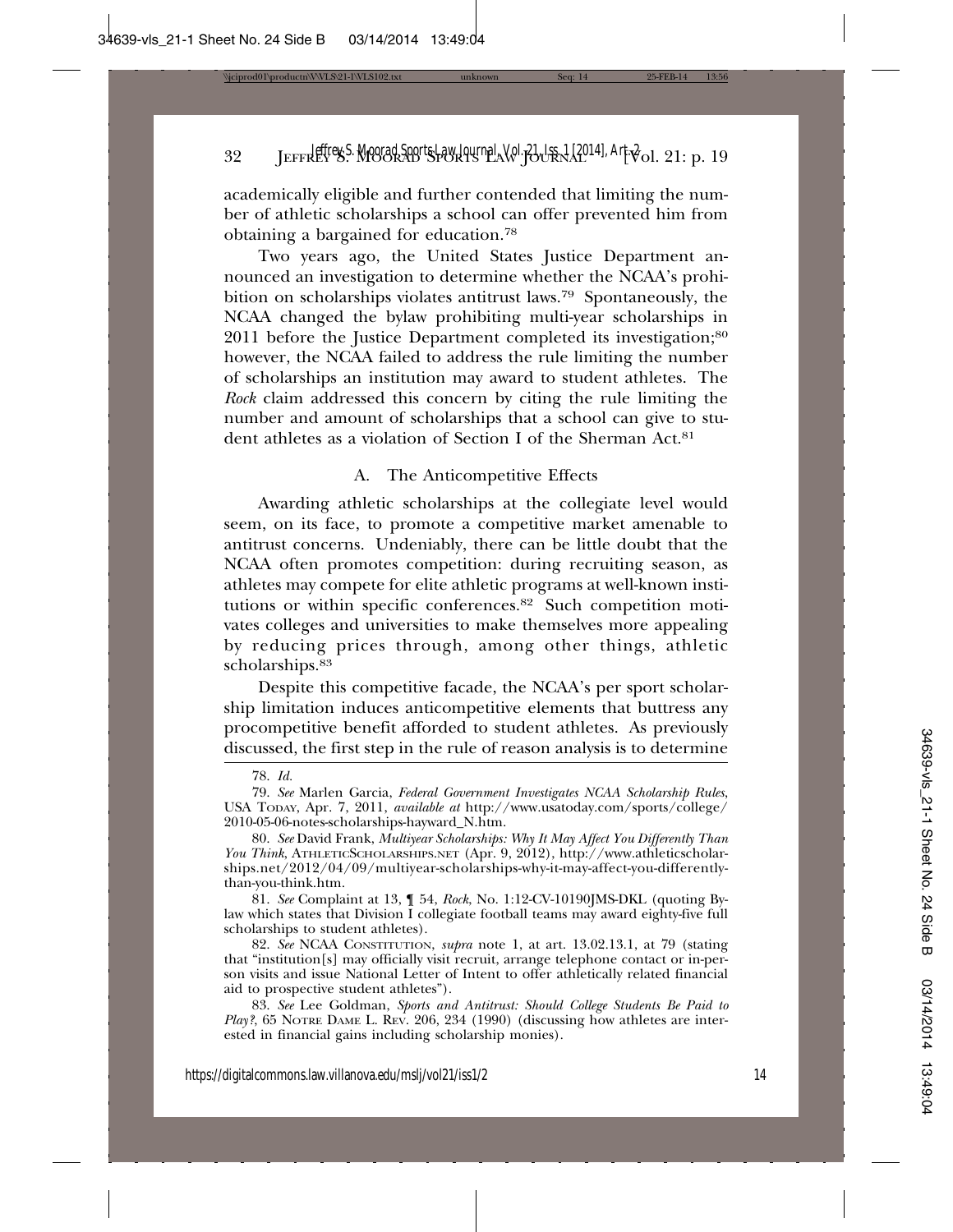academically eligible and further contended that limiting the number of athletic scholarships a school can offer prevented him from obtaining a bargained for education.[78]

Two years ago, the United States Justice Department announced an investigation to determine whether the NCAA's prohibition on scholarships violates antitrust laws.[79] Spontaneously, the NCAA changed the bylaw prohibiting multi-year scholarships in 2011 before the Justice Department completed its investigation;[80] however, the NCAA failed to address the rule limiting the number of scholarships an institution may award to student athletes. The *Rock* claim addressed this concern by citing the rule limiting the number and amount of scholarships that a school can give to student athletes as a violation of Section I of the Sherman Act.[81]

### A. The Anticompetitive Effects

Awarding athletic scholarships at the collegiate level would seem, on its face, to promote a competitive market amenable to antitrust concerns. Undeniably, there can be little doubt that the NCAA often promotes competition: during recruiting season, as athletes may compete for elite athletic programs at well-known institutions or within specific conferences.[82] Such competition motivates colleges and universities to make themselves more appealing by reducing prices through, among other things, athletic scholarships.[83]

Despite this competitive facade, the NCAA's per sport scholarship limitation induces anticompetitive elements that buttress any procompetitive benefit afforded to student athletes. As previously discussed, the first step in the rule of reason analysis is to determine

---

78. *Id.*

79. *See* Marlen Garcia, *Federal Government Investigates NCAA Scholarship Rules*, USA TODAY, Apr. 7, 2011, *available at* http://www.usatoday.com/sports/college/2010-05-06-notes-scholarships-hayward_N.htm.

80. *See* David Frank, *Multiyear Scholarships: Why It May Affect You Differently Than You Think*, ATHLETICSCHOLARSHIPS.NET (Apr. 9, 2012), http://www.athleticscholarships.net/2012/04/09/multiyear-scholarships-why-it-may-affect-you-differently-than-you-think.htm.

81. *See* Complaint at 13, ¶ 54, *Rock*, No. 1:12-CV-10190JMS-DKL (quoting Bylaw which states that Division I collegiate football teams may award eighty-five full scholarships to student athletes).

82. *See* NCAA CONSTITUTION, *supra* note 1, at art. 13.02.13.1, at 79 (stating that "institution[s] may officially visit recruit, arrange telephone contact or in-person visits and issue National Letter of Intent to offer athletically related financial aid to prospective student athletes").

83. *See* Lee Goldman, *Sports and Antitrust: Should College Students Be Paid to Play?*, 65 NOTRE DAME L. REV. 206, 234 (1990) (discussing how athletes are interested in financial gains including scholarship monies).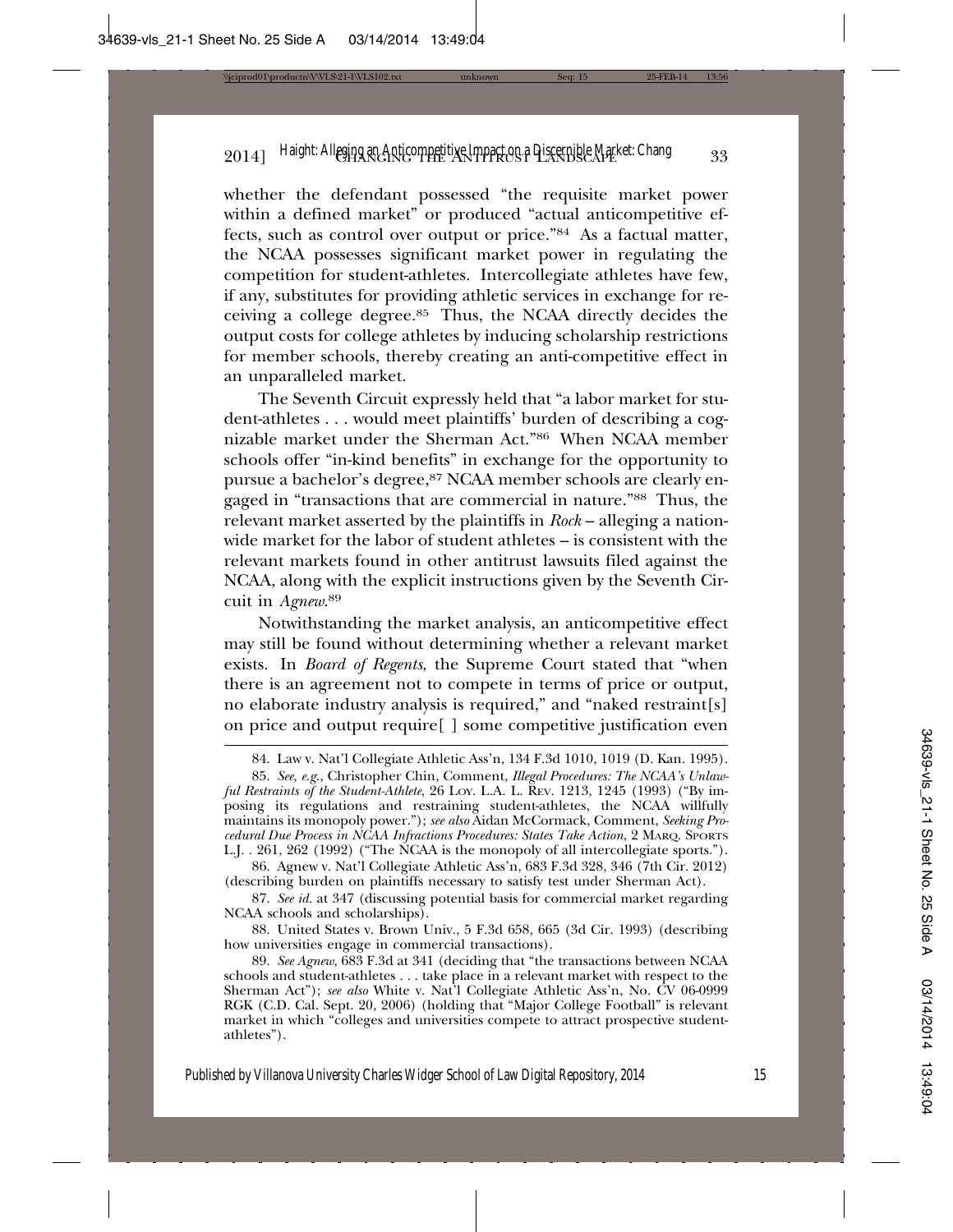whether the defendant possessed "the requisite market power within a defined market" or produced "actual anticompetitive effects, such as control over output or price."[84] As a factual matter, the NCAA possesses significant market power in regulating the competition for student-athletes. Intercollegiate athletes have few, if any, substitutes for providing athletic services in exchange for receiving a college degree.[85] Thus, the NCAA directly decides the output costs for college athletes by inducing scholarship restrictions for member schools, thereby creating an anti-competitive effect in an unparalleled market.

The Seventh Circuit expressly held that "a labor market for student-athletes . . . would meet plaintiffs' burden of describing a cognizable market under the Sherman Act."[86] When NCAA member schools offer "in-kind benefits" in exchange for the opportunity to pursue a bachelor's degree,[87] NCAA member schools are clearly engaged in "transactions that are commercial in nature."[88] Thus, the relevant market asserted by the plaintiffs in *Rock* – alleging a nationwide market for the labor of student athletes – is consistent with the relevant markets found in other antitrust lawsuits filed against the NCAA, along with the explicit instructions given by the Seventh Circuit in *Agnew*.[89]

Notwithstanding the market analysis, an anticompetitive effect may still be found without determining whether a relevant market exists. In *Board of Regents*, the Supreme Court stated that "when there is an agreement not to compete in terms of price or output, no elaborate industry analysis is required," and "naked restraint[s] on price and output require[ ] some competitive justification even

---

84. Law v. Nat'l Collegiate Athletic Ass'n, 134 F.3d 1010, 1019 (D. Kan. 1995).

85. *See, e.g.*, Christopher Chin, Comment, *Illegal Procedures: The NCAA's Unlawful Restraints of the Student-Athlete*, 26 Loy. L.A. L. Rev. 1213, 1245 (1993) ("By imposing its regulations and restraining student-athletes, the NCAA willfully maintains its monopoly power."); *see also* Aidan McCormack, Comment, *Seeking Procedural Due Process in NCAA Infractions Procedures: States Take Action*, 2 Marq. Sports L.J. . 261, 262 (1992) ("The NCAA is the monopoly of all intercollegiate sports.").

86. Agnew v. Nat'l Collegiate Athletic Ass'n, 683 F.3d 328, 346 (7th Cir. 2012) (describing burden on plaintiffs necessary to satisfy test under Sherman Act).

87. *See id.* at 347 (discussing potential basis for commercial market regarding NCAA schools and scholarships).

88. United States v. Brown Univ., 5 F.3d 658, 665 (3d Cir. 1993) (describing how universities engage in commercial transactions).

89. *See Agnew*, 683 F.3d at 341 (deciding that "the transactions between NCAA schools and student-athletes . . . take place in a relevant market with respect to the Sherman Act"); *see also* White v. Nat'l Collegiate Athletic Ass'n, No. CV 06-0999 RGK (C.D. Cal. Sept. 20, 2006) (holding that "Major College Football" is relevant market in which "colleges and universities compete to attract prospective student-athletes").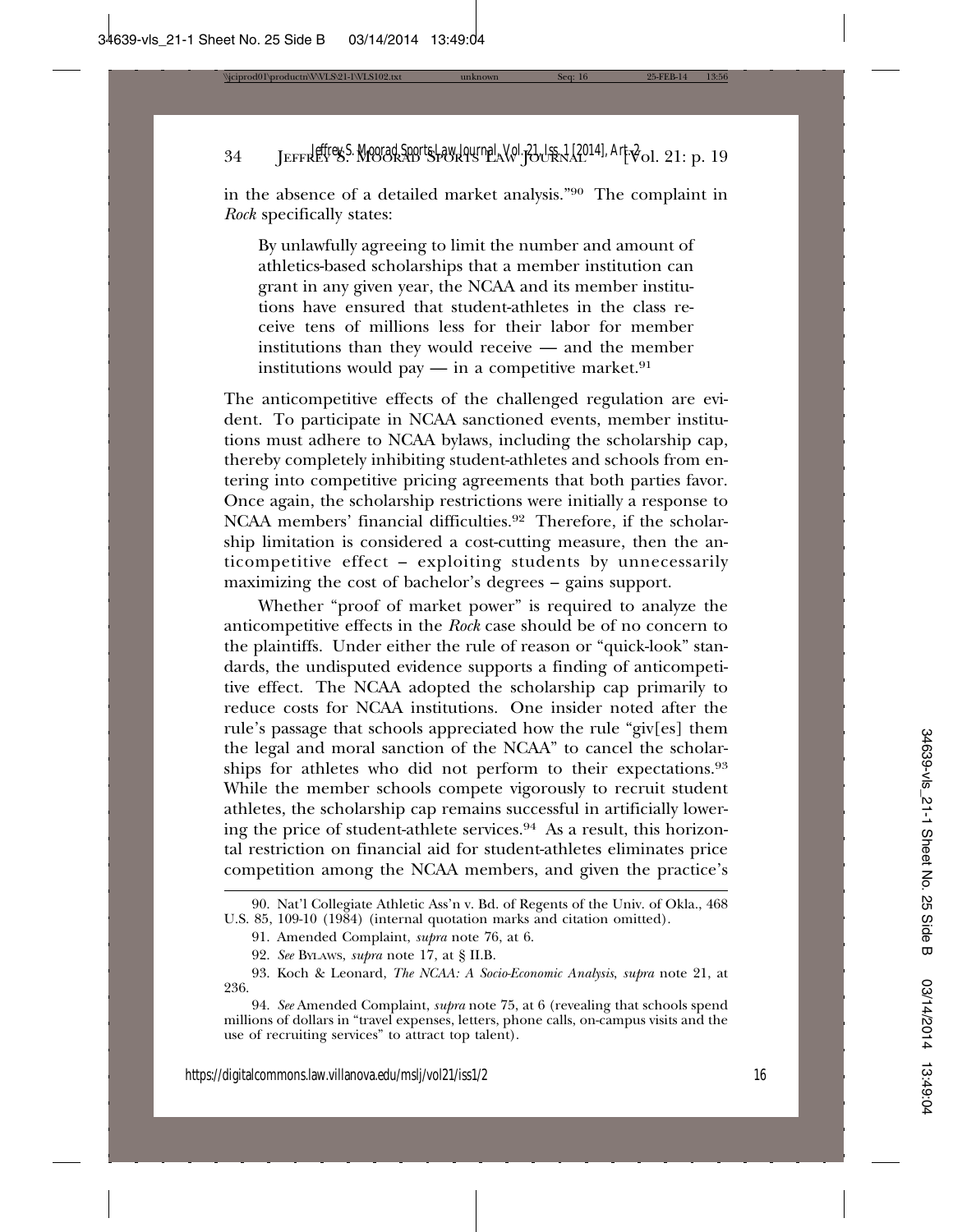in the absence of a detailed market analysis."[90] The complaint in *Rock* specifically states:

> By unlawfully agreeing to limit the number and amount of athletics-based scholarships that a member institution can grant in any given year, the NCAA and its member institutions have ensured that student-athletes in the class receive tens of millions less for their labor for member institutions than they would receive — and the member institutions would pay — in a competitive market.[91]

The anticompetitive effects of the challenged regulation are evident. To participate in NCAA sanctioned events, member institutions must adhere to NCAA bylaws, including the scholarship cap, thereby completely inhibiting student-athletes and schools from entering into competitive pricing agreements that both parties favor. Once again, the scholarship restrictions were initially a response to NCAA members' financial difficulties.[92] Therefore, if the scholarship limitation is considered a cost-cutting measure, then the anticompetitive effect – exploiting students by unnecessarily maximizing the cost of bachelor's degrees – gains support.

Whether "proof of market power" is required to analyze the anticompetitive effects in the *Rock* case should be of no concern to the plaintiffs. Under either the rule of reason or "quick-look" standards, the undisputed evidence supports a finding of anticompetitive effect. The NCAA adopted the scholarship cap primarily to reduce costs for NCAA institutions. One insider noted after the rule's passage that schools appreciated how the rule "giv[es] them the legal and moral sanction of the NCAA" to cancel the scholarships for athletes who did not perform to their expectations.[93] While the member schools compete vigorously to recruit student athletes, the scholarship cap remains successful in artificially lowering the price of student-athlete services.[94] As a result, this horizontal restriction on financial aid for student-athletes eliminates price competition among the NCAA members, and given the practice's

---

90. Nat'l Collegiate Athletic Ass'n v. Bd. of Regents of the Univ. of Okla., 468 U.S. 85, 109-10 (1984) (internal quotation marks and citation omitted).

91. Amended Complaint, *supra* note 76, at 6.

92. *See* BYLAWS, *supra* note 17, at § II.B.

93. Koch & Leonard, *The NCAA: A Socio-Economic Analysis*, *supra* note 21, at 236.

94. *See* Amended Complaint, *supra* note 75, at 6 (revealing that schools spend millions of dollars in "travel expenses, letters, phone calls, on-campus visits and the use of recruiting services" to attract top talent).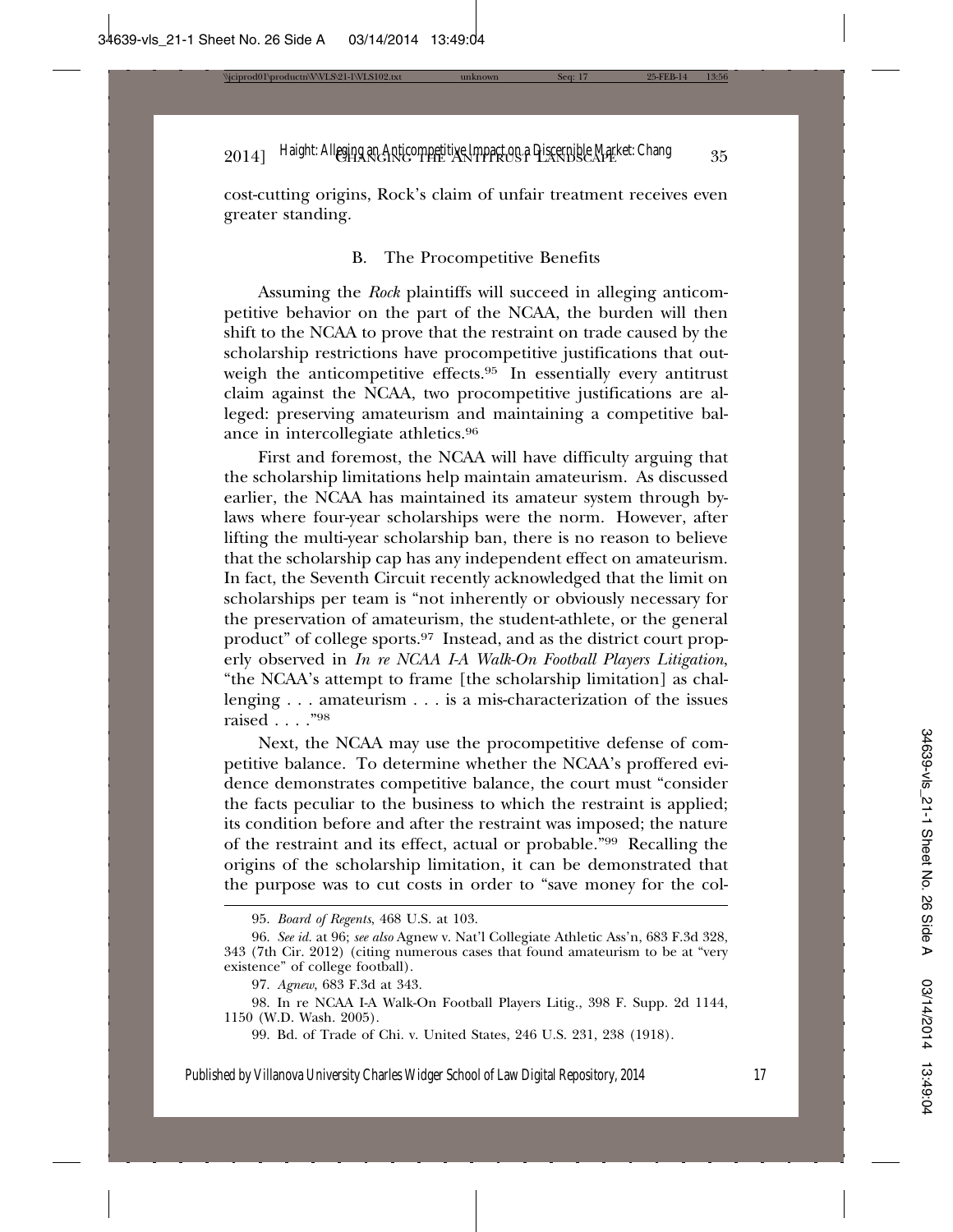cost-cutting origins, Rock's claim of unfair treatment receives even greater standing.

### B. The Procompetitive Benefits

Assuming the *Rock* plaintiffs will succeed in alleging anticompetitive behavior on the part of the NCAA, the burden will then shift to the NCAA to prove that the restraint on trade caused by the scholarship restrictions have procompetitive justifications that outweigh the anticompetitive effects.[95] In essentially every antitrust claim against the NCAA, two procompetitive justifications are alleged: preserving amateurism and maintaining a competitive balance in intercollegiate athletics.[96]

First and foremost, the NCAA will have difficulty arguing that the scholarship limitations help maintain amateurism. As discussed earlier, the NCAA has maintained its amateur system through bylaws where four-year scholarships were the norm. However, after lifting the multi-year scholarship ban, there is no reason to believe that the scholarship cap has any independent effect on amateurism. In fact, the Seventh Circuit recently acknowledged that the limit on scholarships per team is "not inherently or obviously necessary for the preservation of amateurism, the student-athlete, or the general product" of college sports.[97] Instead, and as the district court properly observed in *In re NCAA I-A Walk-On Football Players Litigation*, "the NCAA's attempt to frame [the scholarship limitation] as challenging . . . amateurism . . . is a mis-characterization of the issues raised . . . ."[98]

Next, the NCAA may use the procompetitive defense of competitive balance. To determine whether the NCAA's proffered evidence demonstrates competitive balance, the court must "consider the facts peculiar to the business to which the restraint is applied; its condition before and after the restraint was imposed; the nature of the restraint and its effect, actual or probable."[99] Recalling the origins of the scholarship limitation, it can be demonstrated that the purpose was to cut costs in order to "save money for the col-

---

95. *Board of Regents*, 468 U.S. at 103.

96. *See id.* at 96; *see also* Agnew v. Nat'l Collegiate Athletic Ass'n, 683 F.3d 328, 343 (7th Cir. 2012) (citing numerous cases that found amateurism to be at "very existence" of college football).

97. *Agnew*, 683 F.3d at 343.

98. In re NCAA I-A Walk-On Football Players Litig., 398 F. Supp. 2d 1144, 1150 (W.D. Wash. 2005).

99. Bd. of Trade of Chi. v. United States, 246 U.S. 231, 238 (1918).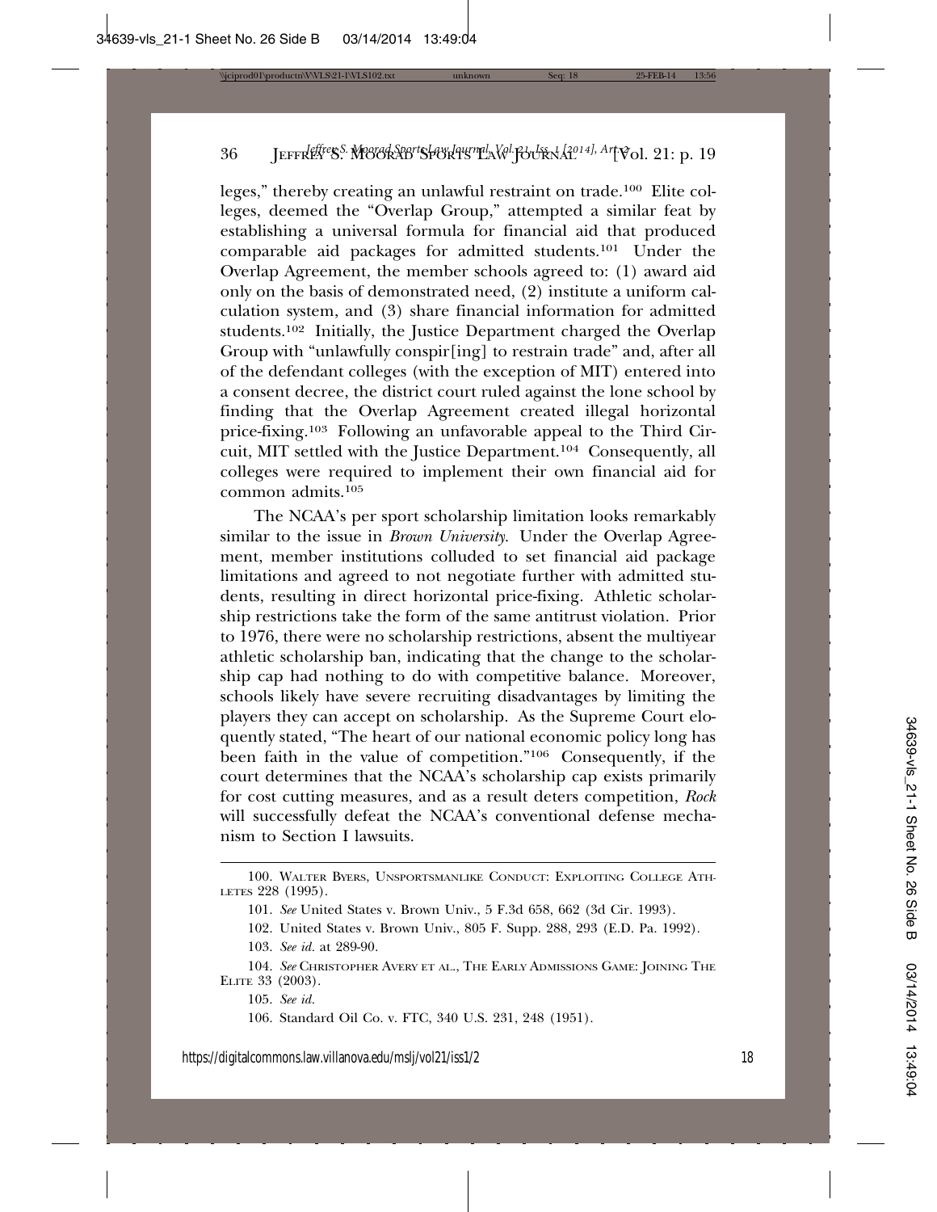leges," thereby creating an unlawful restraint on trade.[100] Elite colleges, deemed the "Overlap Group," attempted a similar feat by establishing a universal formula for financial aid that produced comparable aid packages for admitted students.[101] Under the Overlap Agreement, the member schools agreed to: (1) award aid only on the basis of demonstrated need, (2) institute a uniform calculation system, and (3) share financial information for admitted students.[102] Initially, the Justice Department charged the Overlap Group with "unlawfully conspir[ing] to restrain trade" and, after all of the defendant colleges (with the exception of MIT) entered into a consent decree, the district court ruled against the lone school by finding that the Overlap Agreement created illegal horizontal price-fixing.[103] Following an unfavorable appeal to the Third Circuit, MIT settled with the Justice Department.[104] Consequently, all colleges were required to implement their own financial aid for common admits.[105]

The NCAA's per sport scholarship limitation looks remarkably similar to the issue in *Brown University*. Under the Overlap Agreement, member institutions colluded to set financial aid package limitations and agreed to not negotiate further with admitted students, resulting in direct horizontal price-fixing. Athletic scholarship restrictions take the form of the same antitrust violation. Prior to 1976, there were no scholarship restrictions, absent the multiyear athletic scholarship ban, indicating that the change to the scholarship cap had nothing to do with competitive balance. Moreover, schools likely have severe recruiting disadvantages by limiting the players they can accept on scholarship. As the Supreme Court eloquently stated, "The heart of our national economic policy long has been faith in the value of competition."[106] Consequently, if the court determines that the NCAA's scholarship cap exists primarily for cost cutting measures, and as a result deters competition, *Rock* will successfully defeat the NCAA's conventional defense mechanism to Section I lawsuits.

---

100. Walter Byers, Unsportsmanlike Conduct: Exploiting College Athletes 228 (1995).

101. *See* United States v. Brown Univ., 5 F.3d 658, 662 (3d Cir. 1993).

102. United States v. Brown Univ., 805 F. Supp. 288, 293 (E.D. Pa. 1992).

103. *See id.* at 289-90.

104. *See* Christopher Avery et al., The Early Admissions Game: Joining The Elite 33 (2003).

105. *See id.*

106. Standard Oil Co. v. FTC, 340 U.S. 231, 248 (1951).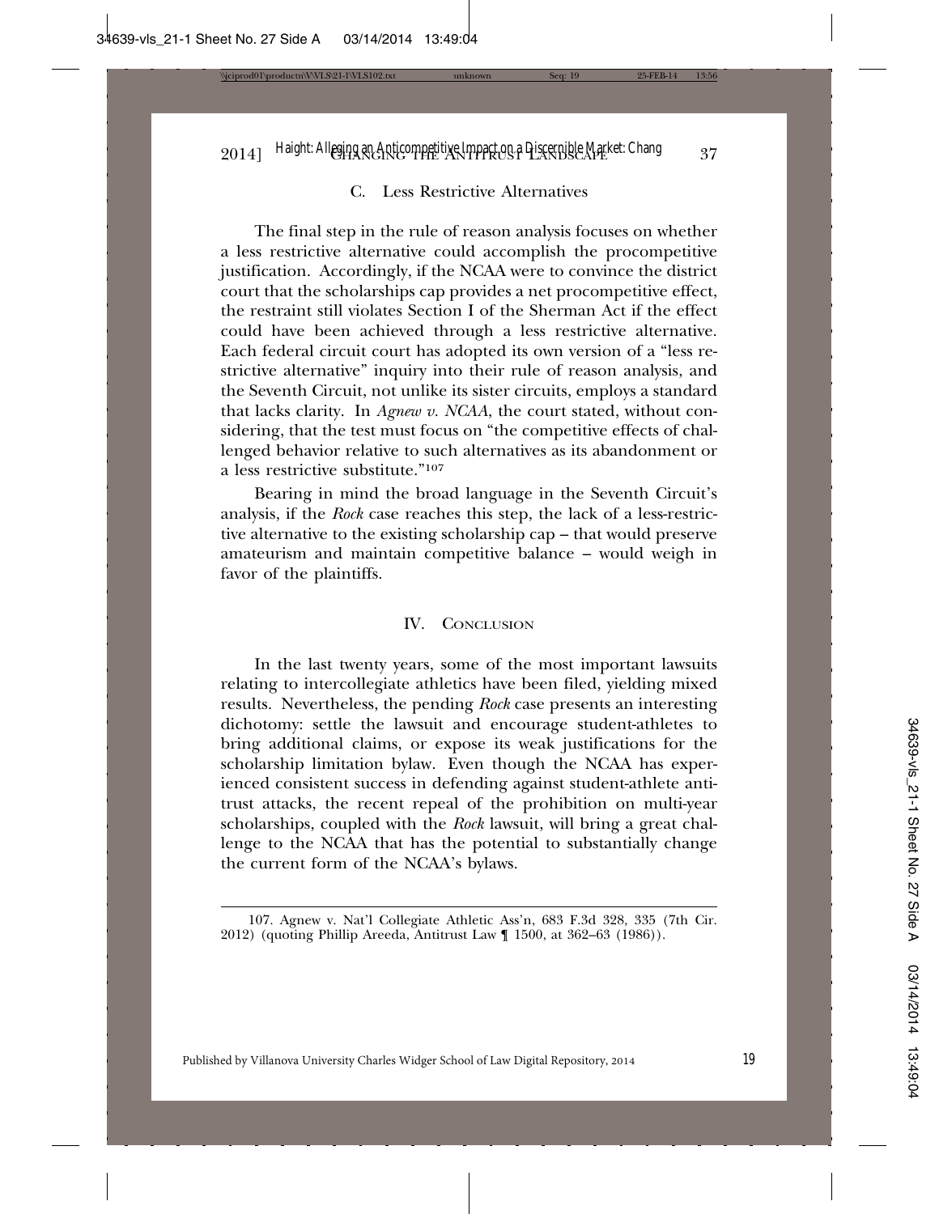### C. Less Restrictive Alternatives

The final step in the rule of reason analysis focuses on whether a less restrictive alternative could accomplish the procompetitive justification. Accordingly, if the NCAA were to convince the district court that the scholarships cap provides a net procompetitive effect, the restraint still violates Section I of the Sherman Act if the effect could have been achieved through a less restrictive alternative. Each federal circuit court has adopted its own version of a "less restrictive alternative" inquiry into their rule of reason analysis, and the Seventh Circuit, not unlike its sister circuits, employs a standard that lacks clarity. In *Agnew v. NCAA*, the court stated, without considering, that the test must focus on "the competitive effects of challenged behavior relative to such alternatives as its abandonment or a less restrictive substitute."[107]

Bearing in mind the broad language in the Seventh Circuit's analysis, if the *Rock* case reaches this step, the lack of a less-restrictive alternative to the existing scholarship cap – that would preserve amateurism and maintain competitive balance – would weigh in favor of the plaintiffs.

## IV. Conclusion

In the last twenty years, some of the most important lawsuits relating to intercollegiate athletics have been filed, yielding mixed results. Nevertheless, the pending *Rock* case presents an interesting dichotomy: settle the lawsuit and encourage student-athletes to bring additional claims, or expose its weak justifications for the scholarship limitation bylaw. Even though the NCAA has experienced consistent success in defending against student-athlete antitrust attacks, the recent repeal of the prohibition on multi-year scholarships, coupled with the *Rock* lawsuit, will bring a great challenge to the NCAA that has the potential to substantially change the current form of the NCAA's bylaws.

---

107. Agnew v. Nat'l Collegiate Athletic Ass'n, 683 F.3d 328, 335 (7th Cir. 2012) (quoting Phillip Areeda, Antitrust Law ¶ 1500, at 362–63 (1986)).